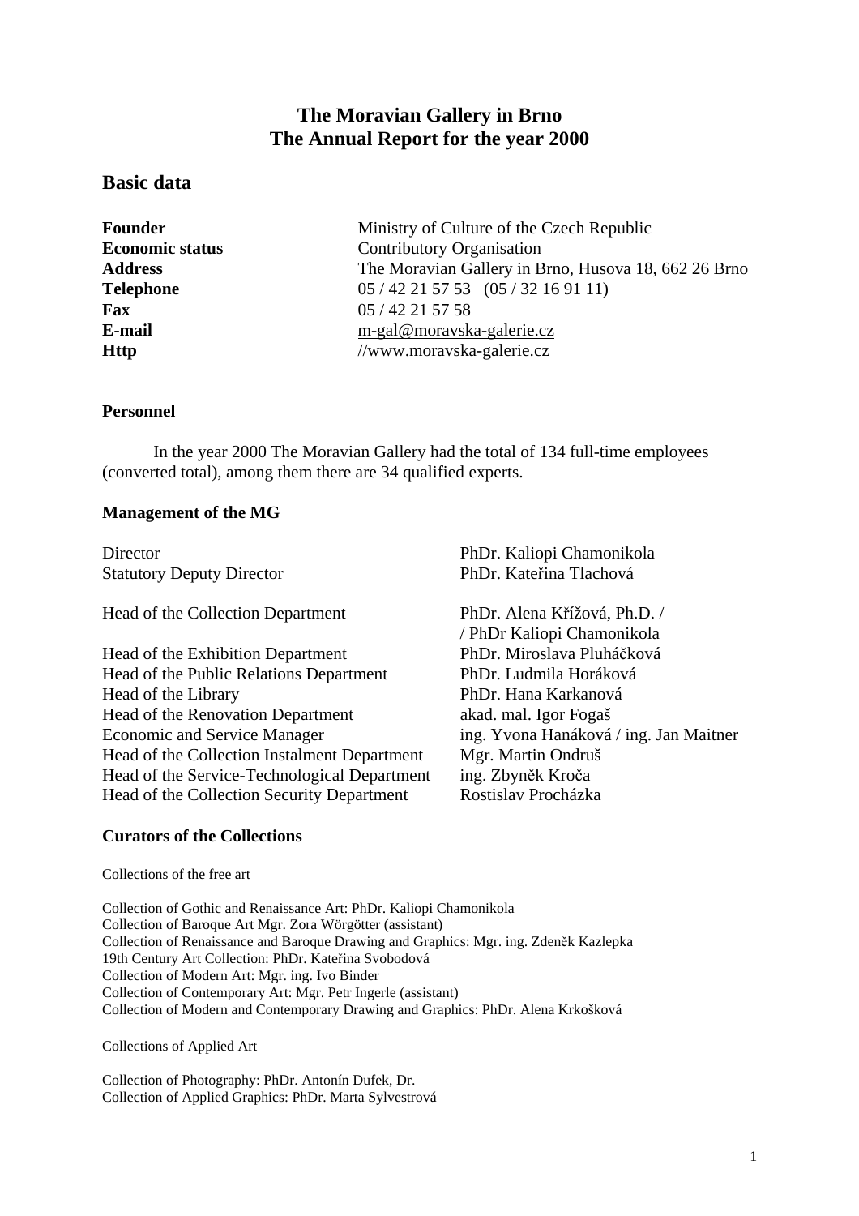# The Moravian Gallery in Brno
# The Annual Report for the year 2000

## Basic data

| | |
|---|---|
| **Founder** | Ministry of Culture of the Czech Republic |
| **Economic status** | Contributory Organisation |
| **Address** | The Moravian Gallery in Brno, Husova 18, 662 26 Brno |
| **Telephone** | 05 / 42 21 57 53 (05 / 32 16 91 11) |
| **Fax** | 05 / 42 21 57 58 |
| **E-mail** | m-gal@moravska-galerie.cz |
| **Http** | //www.moravska-galerie.cz |

### Personnel

In the year 2000 The Moravian Gallery had the total of 134 full-time employees (converted total), among them there are 34 qualified experts.

### Management of the MG

| | |
|---|---|
| Director | PhDr. Kaliopi Chamonikola |
| Statutory Deputy Director | PhDr. Kateřina Tlachová |
| Head of the Collection Department | PhDr. Alena Křížová, Ph.D. / / PhDr Kaliopi Chamonikola |
| Head of the Exhibition Department | PhDr. Miroslava Pluháčková |
| Head of the Public Relations Department | PhDr. Ludmila Horáková |
| Head of the Library | PhDr. Hana Karkanová |
| Head of the Renovation Department | akad. mal. Igor Fogaš |
| Economic and Service Manager | ing. Yvona Hanáková / ing. Jan Maitner |
| Head of the Collection Instalment Department | Mgr. Martin Ondruš |
| Head of the Service-Technological Department | ing. Zbyněk Kroča |
| Head of the Collection Security Department | Rostislav Procházka |

### Curators of the Collections

Collections of the free art

Collection of Gothic and Renaissance Art: PhDr. Kaliopi Chamonikola
Collection of Baroque Art Mgr. Zora Wörgötter (assistant)
Collection of Renaissance and Baroque Drawing and Graphics: Mgr. ing. Zdeněk Kazlepka
19th Century Art Collection: PhDr. Kateřina Svobodová
Collection of Modern Art: Mgr. ing. Ivo Binder
Collection of Contemporary Art: Mgr. Petr Ingerle (assistant)
Collection of Modern and Contemporary Drawing and Graphics: PhDr. Alena Krkošková

Collections of Applied Art

Collection of Photography: PhDr. Antonín Dufek, Dr.
Collection of Applied Graphics: PhDr. Marta Sylvestrová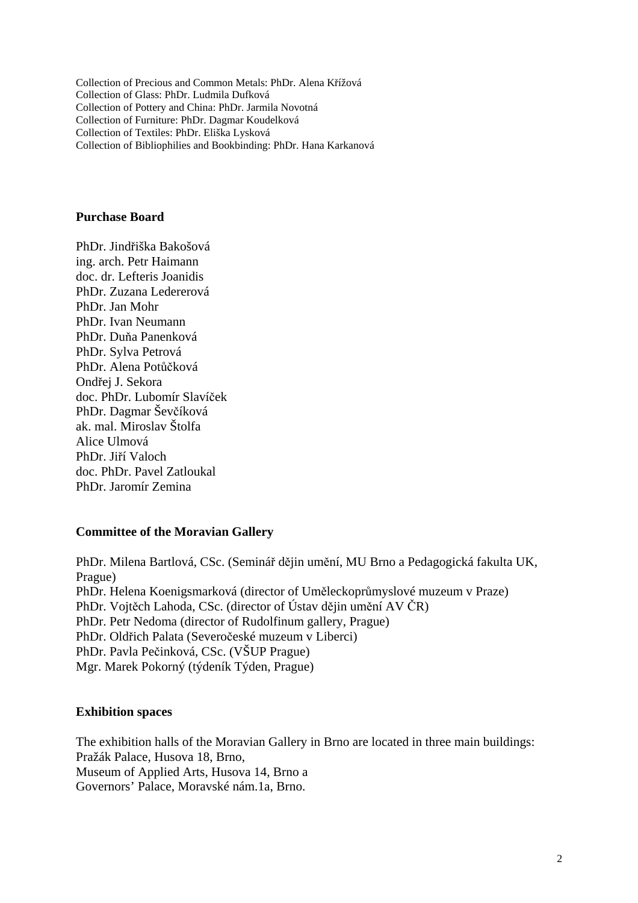Collection of Precious and Common Metals: PhDr. Alena Křížová
Collection of Glass: PhDr. Ludmila Dufková
Collection of Pottery and China: PhDr. Jarmila Novotná
Collection of Furniture: PhDr. Dagmar Koudelková
Collection of Textiles: PhDr. Eliška Lysková
Collection of Bibliophilies and Bookbinding: PhDr. Hana Karkanová

## Purchase Board

PhDr. Jindřiška Bakošová
ing. arch. Petr Haimann
doc. dr. Lefteris Joanidis
PhDr. Zuzana Ledererová
PhDr. Jan Mohr
PhDr. Ivan Neumann
PhDr. Duňa Panenková
PhDr. Sylva Petrová
PhDr. Alena Potůčková
Ondřej J. Sekora
doc. PhDr. Lubomír Slavíček
PhDr. Dagmar Ševčíková
ak. mal. Miroslav Štolfa
Alice Ulmová
PhDr. Jiří Valoch
doc. PhDr. Pavel Zatloukal
PhDr. Jaromír Zemina

## Committee of the Moravian Gallery

PhDr. Milena Bartlová, CSc. (Seminář dějin umění, MU Brno a Pedagogická fakulta UK, Prague)
PhDr. Helena Koenigsmarková (director of Uměleckoprůmyslové muzeum v Praze)
PhDr. Vojtěch Lahoda, CSc. (director of Ústav dějin umění AV ČR)
PhDr. Petr Nedoma (director of Rudolfinum gallery, Prague)
PhDr. Oldřich Palata (Severočeské muzeum v Liberci)
PhDr. Pavla Pečinková, CSc. (VŠUP Prague)
Mgr. Marek Pokorný (týdeník Týden, Prague)

## Exhibition spaces

The exhibition halls of the Moravian Gallery in Brno are located in three main buildings:
Pražák Palace, Husova 18, Brno,
Museum of Applied Arts, Husova 14, Brno a
Governors' Palace, Moravské nám.1a, Brno.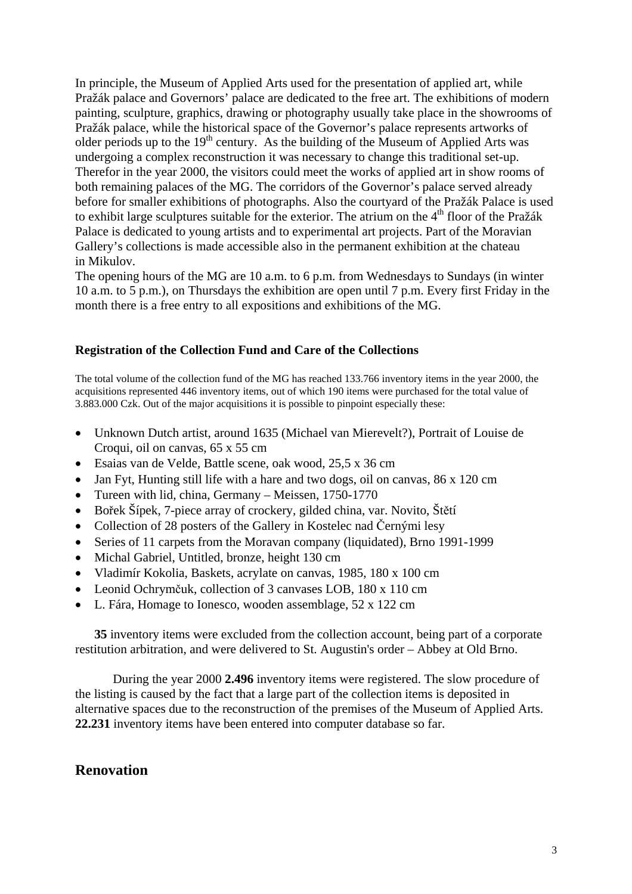In principle, the Museum of Applied Arts used for the presentation of applied art, while Pražák palace and Governors' palace are dedicated to the free art. The exhibitions of modern painting, sculpture, graphics, drawing or photography usually take place in the showrooms of Pražák palace, while the historical space of the Governor's palace represents artworks of older periods up to the 19th century. As the building of the Museum of Applied Arts was undergoing a complex reconstruction it was necessary to change this traditional set-up. Therefor in the year 2000, the visitors could meet the works of applied art in show rooms of both remaining palaces of the MG. The corridors of the Governor's palace served already before for smaller exhibitions of photographs. Also the courtyard of the Pražák Palace is used to exhibit large sculptures suitable for the exterior. The atrium on the 4th floor of the Pražák Palace is dedicated to young artists and to experimental art projects. Part of the Moravian Gallery's collections is made accessible also in the permanent exhibition at the chateau in Mikulov.
The opening hours of the MG are 10 a.m. to 6 p.m. from Wednesdays to Sundays (in winter 10 a.m. to 5 p.m.), on Thursdays the exhibition are open until 7 p.m. Every first Friday in the month there is a free entry to all expositions and exhibitions of the MG.

### Registration of the Collection Fund and Care of the Collections

The total volume of the collection fund of the MG has reached 133.766 inventory items in the year 2000, the acquisitions represented 446 inventory items, out of which 190 items were purchased for the total value of 3.883.000 Czk. Out of the major acquisitions it is possible to pinpoint especially these:

- Unknown Dutch artist, around 1635 (Michael van Mierevelt?), Portrait of Louise de Croqui, oil on canvas, 65 x 55 cm
- Esaias van de Velde, Battle scene, oak wood, 25,5 x 36 cm
- Jan Fyt, Hunting still life with a hare and two dogs, oil on canvas, 86 x 120 cm
- Tureen with lid, china, Germany – Meissen, 1750-1770
- Bořek Šípek, 7-piece array of crockery, gilded china, var. Novito, Štětí
- Collection of 28 posters of the Gallery in Kostelec nad Černými lesy
- Series of 11 carpets from the Moravan company (liquidated), Brno 1991-1999
- Michal Gabriel, Untitled, bronze, height 130 cm
- Vladimír Kokolia, Baskets, acrylate on canvas, 1985, 180 x 100 cm
- Leonid Ochrymčuk, collection of 3 canvases LOB, 180 x 110 cm
- L. Fára, Homage to Ionesco, wooden assemblage, 52 x 122 cm

**35** inventory items were excluded from the collection account, being part of a corporate restitution arbitration, and were delivered to St. Augustin's order – Abbey at Old Brno.

During the year 2000 **2.496** inventory items were registered. The slow procedure of the listing is caused by the fact that a large part of the collection items is deposited in alternative spaces due to the reconstruction of the premises of the Museum of Applied Arts. **22.231** inventory items have been entered into computer database so far.

## Renovation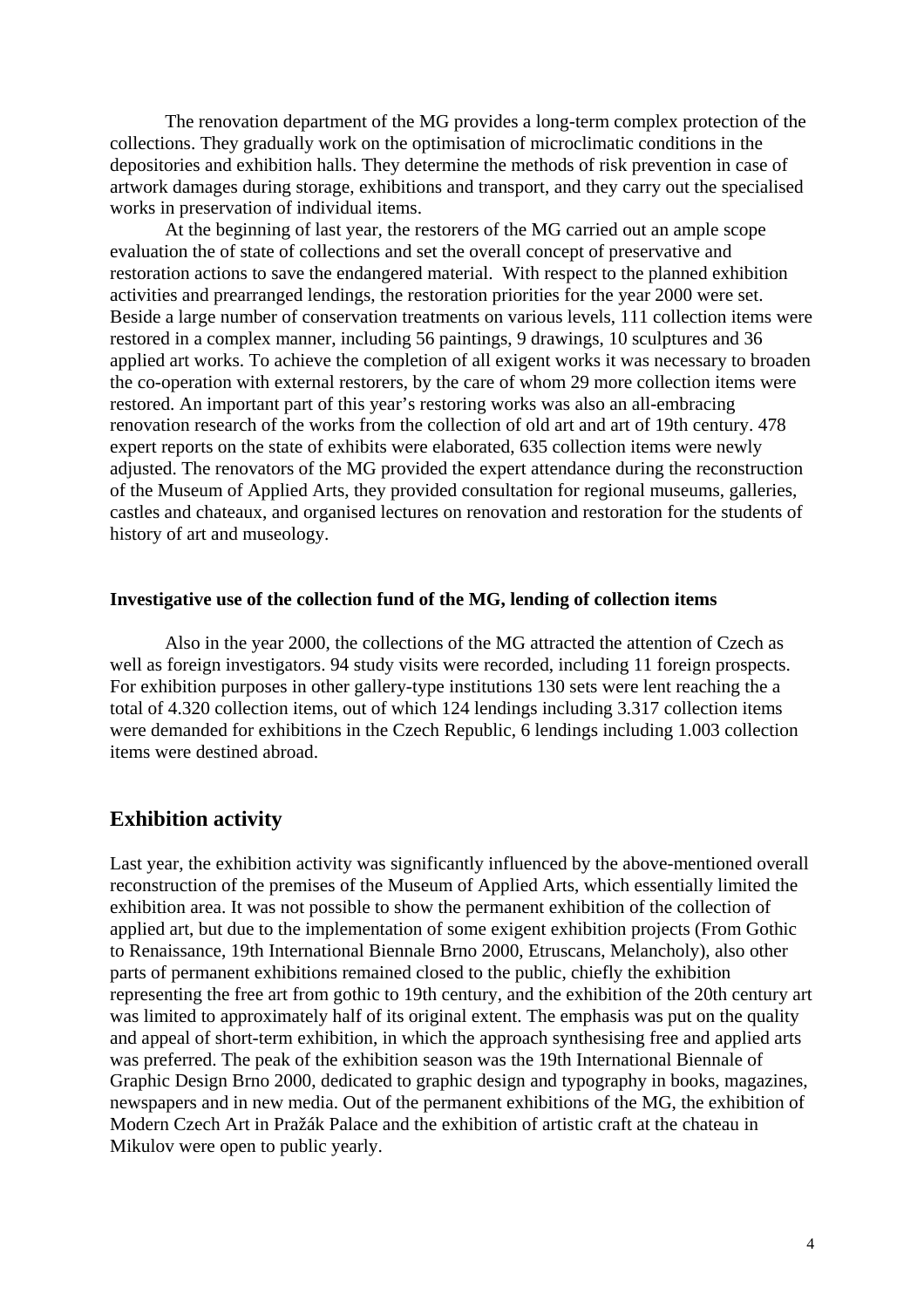The renovation department of the MG provides a long-term complex protection of the collections. They gradually work on the optimisation of microclimatic conditions in the depositories and exhibition halls. They determine the methods of risk prevention in case of artwork damages during storage, exhibitions and transport, and they carry out the specialised works in preservation of individual items.

At the beginning of last year, the restorers of the MG carried out an ample scope evaluation the of state of collections and set the overall concept of preservative and restoration actions to save the endangered material. With respect to the planned exhibition activities and prearranged lendings, the restoration priorities for the year 2000 were set. Beside a large number of conservation treatments on various levels, 111 collection items were restored in a complex manner, including 56 paintings, 9 drawings, 10 sculptures and 36 applied art works. To achieve the completion of all exigent works it was necessary to broaden the co-operation with external restorers, by the care of whom 29 more collection items were restored. An important part of this year's restoring works was also an all-embracing renovation research of the works from the collection of old art and art of 19th century. 478 expert reports on the state of exhibits were elaborated, 635 collection items were newly adjusted. The renovators of the MG provided the expert attendance during the reconstruction of the Museum of Applied Arts, they provided consultation for regional museums, galleries, castles and chateaux, and organised lectures on renovation and restoration for the students of history of art and museology.

**Investigative use of the collection fund of the MG, lending of collection items**

Also in the year 2000, the collections of the MG attracted the attention of Czech as well as foreign investigators. 94 study visits were recorded, including 11 foreign prospects. For exhibition purposes in other gallery-type institutions 130 sets were lent reaching the a total of 4.320 collection items, out of which 124 lendings including 3.317 collection items were demanded for exhibitions in the Czech Republic, 6 lendings including 1.003 collection items were destined abroad.

## Exhibition activity

Last year, the exhibition activity was significantly influenced by the above-mentioned overall reconstruction of the premises of the Museum of Applied Arts, which essentially limited the exhibition area. It was not possible to show the permanent exhibition of the collection of applied art, but due to the implementation of some exigent exhibition projects (From Gothic to Renaissance, 19th International Biennale Brno 2000, Etruscans, Melancholy), also other parts of permanent exhibitions remained closed to the public, chiefly the exhibition representing the free art from gothic to 19th century, and the exhibition of the 20th century art was limited to approximately half of its original extent. The emphasis was put on the quality and appeal of short-term exhibition, in which the approach synthesising free and applied arts was preferred. The peak of the exhibition season was the 19th International Biennale of Graphic Design Brno 2000, dedicated to graphic design and typography in books, magazines, newspapers and in new media. Out of the permanent exhibitions of the MG, the exhibition of Modern Czech Art in Pražák Palace and the exhibition of artistic craft at the chateau in Mikulov were open to public yearly.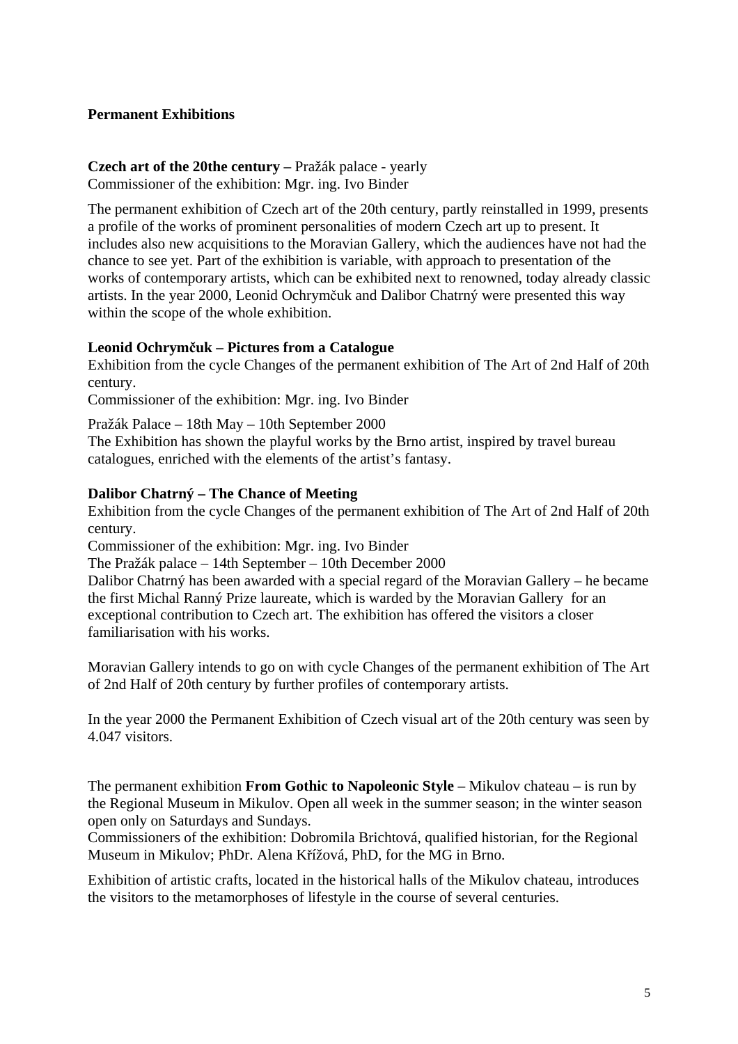## Permanent Exhibitions

**Czech art of the 20the century –** Pražák palace - yearly
Commissioner of the exhibition: Mgr. ing. Ivo Binder

The permanent exhibition of Czech art of the 20th century, partly reinstalled in 1999, presents a profile of the works of prominent personalities of modern Czech art up to present. It includes also new acquisitions to the Moravian Gallery, which the audiences have not had the chance to see yet. Part of the exhibition is variable, with approach to presentation of the works of contemporary artists, which can be exhibited next to renowned, today already classic artists. In the year 2000, Leonid Ochrymčuk and Dalibor Chatrný were presented this way within the scope of the whole exhibition.

**Leonid Ochrymčuk – Pictures from a Catalogue**
Exhibition from the cycle Changes of the permanent exhibition of The Art of 2nd Half of 20th century.
Commissioner of the exhibition: Mgr. ing. Ivo Binder

Pražák Palace – 18th May – 10th September 2000
The Exhibition has shown the playful works by the Brno artist, inspired by travel bureau catalogues, enriched with the elements of the artist's fantasy.

**Dalibor Chatrný – The Chance of Meeting**
Exhibition from the cycle Changes of the permanent exhibition of The Art of 2nd Half of 20th century.
Commissioner of the exhibition: Mgr. ing. Ivo Binder
The Pražák palace – 14th September – 10th December 2000
Dalibor Chatrný has been awarded with a special regard of the Moravian Gallery – he became the first Michal Ranný Prize laureate, which is warded by the Moravian Gallery for an exceptional contribution to Czech art. The exhibition has offered the visitors a closer familiarisation with his works.

Moravian Gallery intends to go on with cycle Changes of the permanent exhibition of The Art of 2nd Half of 20th century by further profiles of contemporary artists.

In the year 2000 the Permanent Exhibition of Czech visual art of the 20th century was seen by 4.047 visitors.

The permanent exhibition **From Gothic to Napoleonic Style** – Mikulov chateau – is run by the Regional Museum in Mikulov. Open all week in the summer season; in the winter season open only on Saturdays and Sundays.
Commissioners of the exhibition: Dobromila Brichtová, qualified historian, for the Regional Museum in Mikulov; PhDr. Alena Křížová, PhD, for the MG in Brno.

Exhibition of artistic crafts, located in the historical halls of the Mikulov chateau, introduces the visitors to the metamorphoses of lifestyle in the course of several centuries.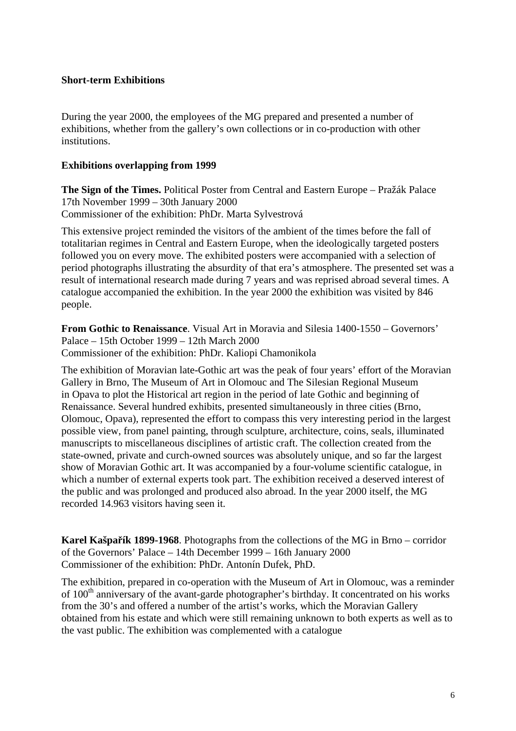## Short-term Exhibitions

During the year 2000, the employees of the MG prepared and presented a number of exhibitions, whether from the gallery's own collections or in co-production with other institutions.

### Exhibitions overlapping from 1999

**The Sign of the Times.** Political Poster from Central and Eastern Europe – Pražák Palace
17th November 1999 – 30th January 2000
Commissioner of the exhibition: PhDr. Marta Sylvestrová

This extensive project reminded the visitors of the ambient of the times before the fall of totalitarian regimes in Central and Eastern Europe, when the ideologically targeted posters followed you on every move. The exhibited posters were accompanied with a selection of period photographs illustrating the absurdity of that era's atmosphere. The presented set was a result of international research made during 7 years and was reprised abroad several times. A catalogue accompanied the exhibition. In the year 2000 the exhibition was visited by 846 people.

**From Gothic to Renaissance**. Visual Art in Moravia and Silesia 1400-1550 – Governors' Palace – 15th October 1999 – 12th March 2000
Commissioner of the exhibition: PhDr. Kaliopi Chamonikola

The exhibition of Moravian late-Gothic art was the peak of four years' effort of the Moravian Gallery in Brno, The Museum of Art in Olomouc and The Silesian Regional Museum in Opava to plot the Historical art region in the period of late Gothic and beginning of Renaissance. Several hundred exhibits, presented simultaneously in three cities (Brno, Olomouc, Opava), represented the effort to compass this very interesting period in the largest possible view, from panel painting, through sculpture, architecture, coins, seals, illuminated manuscripts to miscellaneous disciplines of artistic craft. The collection created from the state-owned, private and curch-owned sources was absolutely unique, and so far the largest show of Moravian Gothic art. It was accompanied by a four-volume scientific catalogue, in which a number of external experts took part. The exhibition received a deserved interest of the public and was prolonged and produced also abroad. In the year 2000 itself, the MG recorded 14.963 visitors having seen it.

**Karel Kašpařík 1899-1968**. Photographs from the collections of the MG in Brno – corridor of the Governors' Palace – 14th December 1999 – 16th January 2000
Commissioner of the exhibition: PhDr. Antonín Dufek, PhD.

The exhibition, prepared in co-operation with the Museum of Art in Olomouc, was a reminder of 100th anniversary of the avant-garde photographer's birthday. It concentrated on his works from the 30's and offered a number of the artist's works, which the Moravian Gallery obtained from his estate and which were still remaining unknown to both experts as well as to the vast public. The exhibition was complemented with a catalogue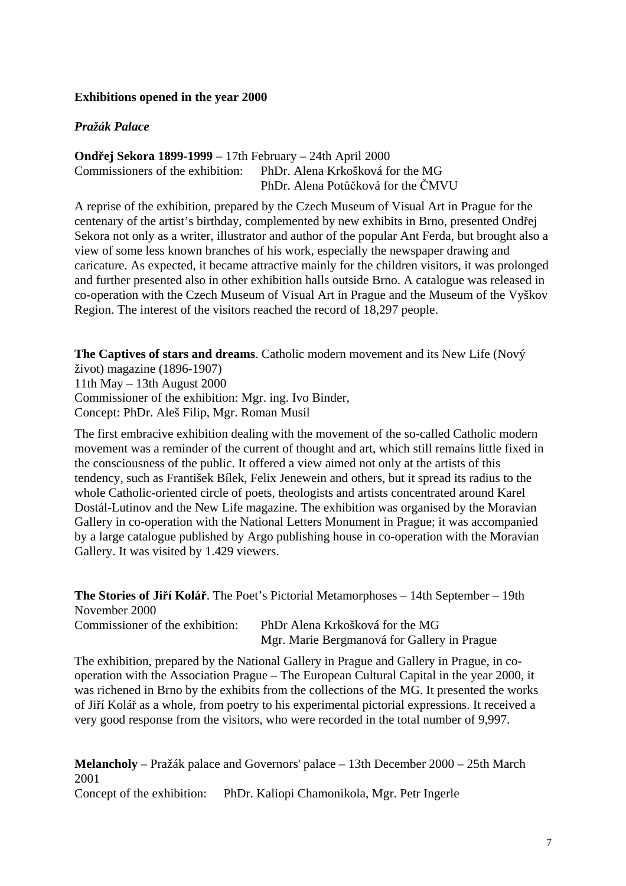**Exhibitions opened in the year 2000**

***Pražák Palace***

**Ondřej Sekora 1899-1999** – 17th February – 24th April 2000
Commissioners of the exhibition: PhDr. Alena Krkošková for the MG
PhDr. Alena Potůčková for the ČMVU

A reprise of the exhibition, prepared by the Czech Museum of Visual Art in Prague for the centenary of the artist's birthday, complemented by new exhibits in Brno, presented Ondřej Sekora not only as a writer, illustrator and author of the popular Ant Ferda, but brought also a view of some less known branches of his work, especially the newspaper drawing and caricature. As expected, it became attractive mainly for the children visitors, it was prolonged and further presented also in other exhibition halls outside Brno. A catalogue was released in co-operation with the Czech Museum of Visual Art in Prague and the Museum of the Vyškov Region. The interest of the visitors reached the record of 18,297 people.

**The Captives of stars and dreams**. Catholic modern movement and its New Life (Nový život) magazine (1896-1907)
11th May – 13th August 2000
Commissioner of the exhibition: Mgr. ing. Ivo Binder,
Concept: PhDr. Aleš Filip, Mgr. Roman Musil

The first embracive exhibition dealing with the movement of the so-called Catholic modern movement was a reminder of the current of thought and art, which still remains little fixed in the consciousness of the public. It offered a view aimed not only at the artists of this tendency, such as František Bílek, Felix Jenewein and others, but it spread its radius to the whole Catholic-oriented circle of poets, theologists and artists concentrated around Karel Dostál-Lutinov and the New Life magazine. The exhibition was organised by the Moravian Gallery in co-operation with the National Letters Monument in Prague; it was accompanied by a large catalogue published by Argo publishing house in co-operation with the Moravian Gallery. It was visited by 1.429 viewers.

**The Stories of Jiří Kolář**. The Poet's Pictorial Metamorphoses – 14th September – 19th November 2000
Commissioner of the exhibition: PhDr Alena Krkošková for the MG
Mgr. Marie Bergmanová for Gallery in Prague

The exhibition, prepared by the National Gallery in Prague and Gallery in Prague, in co-operation with the Association Prague – The European Cultural Capital in the year 2000, it was richened in Brno by the exhibits from the collections of the MG. It presented the works of Jiří Kolář as a whole, from poetry to his experimental pictorial expressions. It received a very good response from the visitors, who were recorded in the total number of 9,997.

**Melancholy** – Pražák palace and Governors' palace – 13th December 2000 – 25th March 2001
Concept of the exhibition: PhDr. Kaliopi Chamonikola, Mgr. Petr Ingerle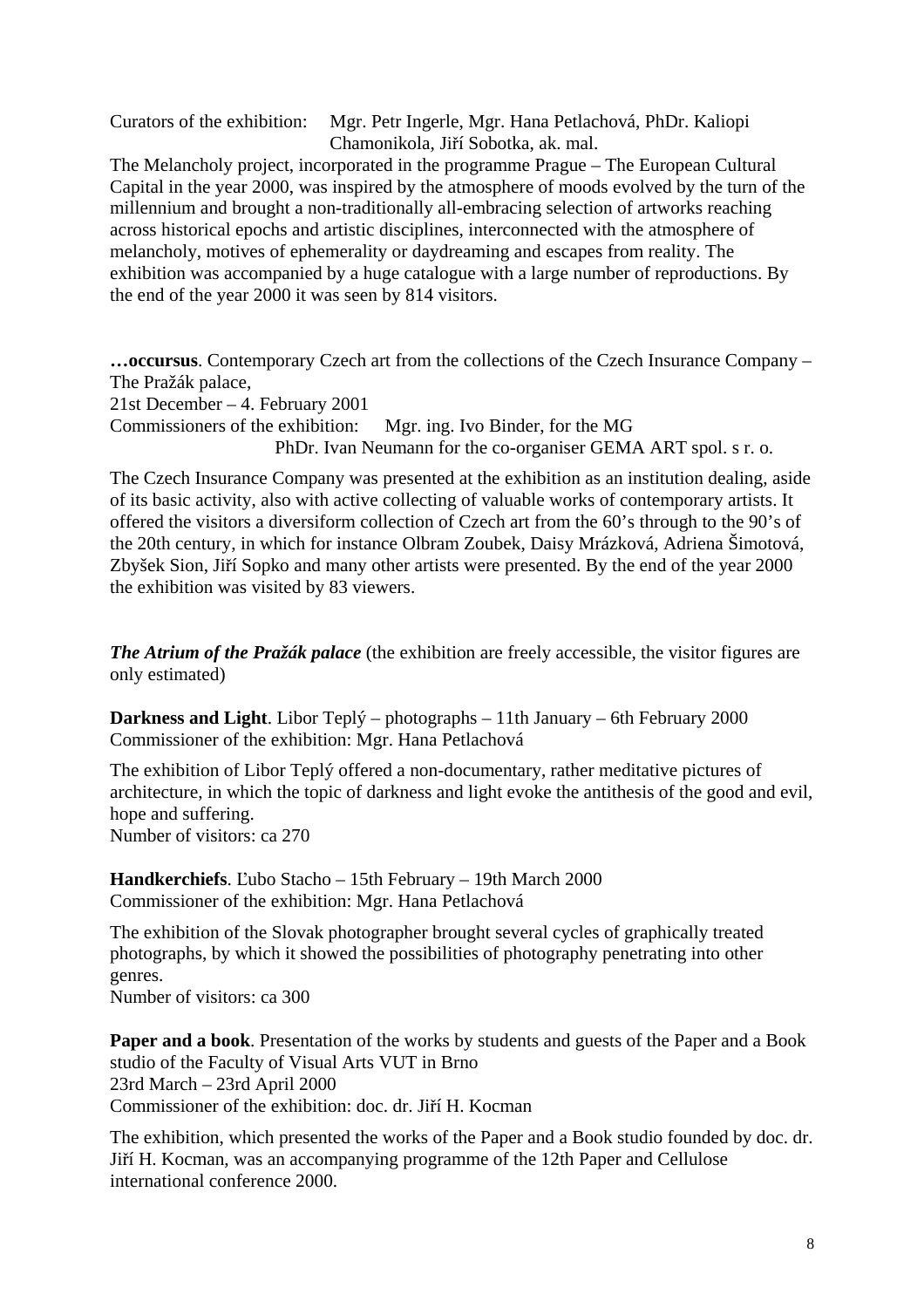Curators of the exhibition: Mgr. Petr Ingerle, Mgr. Hana Petlachová, PhDr. Kaliopi Chamonikola, Jiří Sobotka, ak. mal.

The Melancholy project, incorporated in the programme Prague – The European Cultural Capital in the year 2000, was inspired by the atmosphere of moods evolved by the turn of the millennium and brought a non-traditionally all-embracing selection of artworks reaching across historical epochs and artistic disciplines, interconnected with the atmosphere of melancholy, motives of ephemerality or daydreaming and escapes from reality. The exhibition was accompanied by a huge catalogue with a large number of reproductions. By the end of the year 2000 it was seen by 814 visitors.

**…occursus**. Contemporary Czech art from the collections of the Czech Insurance Company – The Pražák palace,
21st December – 4. February 2001
Commissioners of the exhibition: Mgr. ing. Ivo Binder, for the MG
PhDr. Ivan Neumann for the co-organiser GEMA ART spol. s r. o.

The Czech Insurance Company was presented at the exhibition as an institution dealing, aside of its basic activity, also with active collecting of valuable works of contemporary artists. It offered the visitors a diversiform collection of Czech art from the 60's through to the 90's of the 20th century, in which for instance Olbram Zoubek, Daisy Mrázková, Adriena Šimotová, Zbyšek Sion, Jiří Sopko and many other artists were presented. By the end of the year 2000 the exhibition was visited by 83 viewers.

***The Atrium of the Pražák palace*** (the exhibition are freely accessible, the visitor figures are only estimated)

**Darkness and Light**. Libor Teplý – photographs – 11th January – 6th February 2000
Commissioner of the exhibition: Mgr. Hana Petlachová

The exhibition of Libor Teplý offered a non-documentary, rather meditative pictures of architecture, in which the topic of darkness and light evoke the antithesis of the good and evil, hope and suffering.
Number of visitors: ca 270

**Handkerchiefs**. Ľubo Stacho – 15th February – 19th March 2000
Commissioner of the exhibition: Mgr. Hana Petlachová

The exhibition of the Slovak photographer brought several cycles of graphically treated photographs, by which it showed the possibilities of photography penetrating into other genres.
Number of visitors: ca 300

**Paper and a book**. Presentation of the works by students and guests of the Paper and a Book studio of the Faculty of Visual Arts VUT in Brno
23rd March – 23rd April 2000
Commissioner of the exhibition: doc. dr. Jiří H. Kocman

The exhibition, which presented the works of the Paper and a Book studio founded by doc. dr. Jiří H. Kocman, was an accompanying programme of the 12th Paper and Cellulose international conference 2000.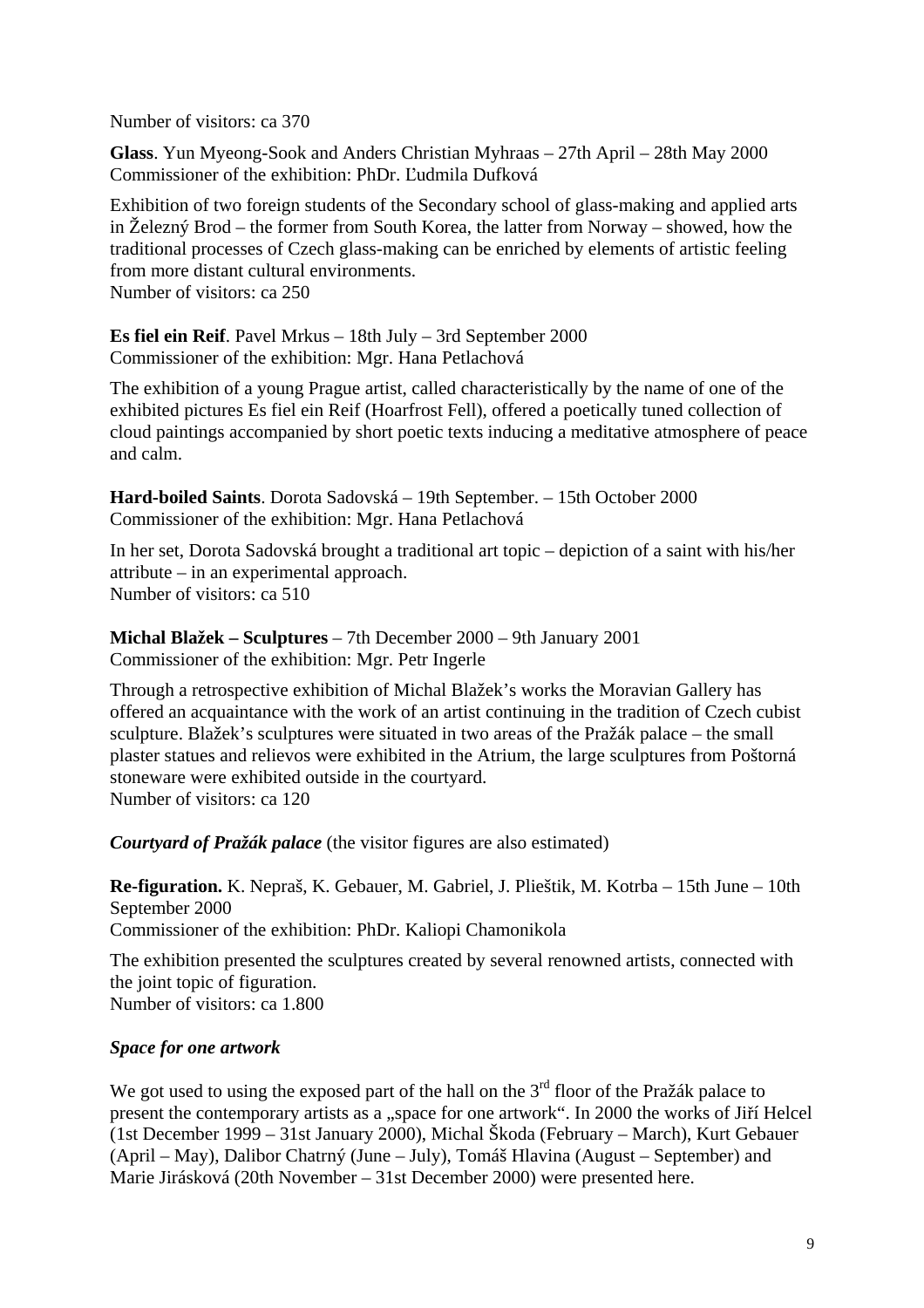Number of visitors: ca 370

**Glass**. Yun Myeong-Sook and Anders Christian Myhraas – 27th April – 28th May 2000
Commissioner of the exhibition: PhDr. Ľudmila Dufková

Exhibition of two foreign students of the Secondary school of glass-making and applied arts in Železný Brod – the former from South Korea, the latter from Norway – showed, how the traditional processes of Czech glass-making can be enriched by elements of artistic feeling from more distant cultural environments.
Number of visitors: ca 250

**Es fiel ein Reif**. Pavel Mrkus – 18th July – 3rd September 2000
Commissioner of the exhibition: Mgr. Hana Petlachová

The exhibition of a young Prague artist, called characteristically by the name of one of the exhibited pictures Es fiel ein Reif (Hoarfrost Fell), offered a poetically tuned collection of cloud paintings accompanied by short poetic texts inducing a meditative atmosphere of peace and calm.

**Hard-boiled Saints**. Dorota Sadovská – 19th September. – 15th October 2000
Commissioner of the exhibition: Mgr. Hana Petlachová

In her set, Dorota Sadovská brought a traditional art topic – depiction of a saint with his/her attribute – in an experimental approach.
Number of visitors: ca 510

**Michal Blažek – Sculptures** – 7th December 2000 – 9th January 2001
Commissioner of the exhibition: Mgr. Petr Ingerle

Through a retrospective exhibition of Michal Blažek's works the Moravian Gallery has offered an acquaintance with the work of an artist continuing in the tradition of Czech cubist sculpture. Blažek's sculptures were situated in two areas of the Pražák palace – the small plaster statues and relievos were exhibited in the Atrium, the large sculptures from Poštorná stoneware were exhibited outside in the courtyard.
Number of visitors: ca 120

***Courtyard of Pražák palace*** (the visitor figures are also estimated)

**Re-figuration.** K. Nepraš, K. Gebauer, M. Gabriel, J. Plieštik, M. Kotrba – 15th June – 10th September 2000
Commissioner of the exhibition: PhDr. Kaliopi Chamonikola

The exhibition presented the sculptures created by several renowned artists, connected with the joint topic of figuration.
Number of visitors: ca 1.800

***Space for one artwork***

We got used to using the exposed part of the hall on the 3rd floor of the Pražák palace to present the contemporary artists as a „space for one artwork". In 2000 the works of Jiří Helcel (1st December 1999 – 31st January 2000), Michal Škoda (February – March), Kurt Gebauer (April – May), Dalibor Chatrný (June – July), Tomáš Hlavina (August – September) and Marie Jirásková (20th November – 31st December 2000) were presented here.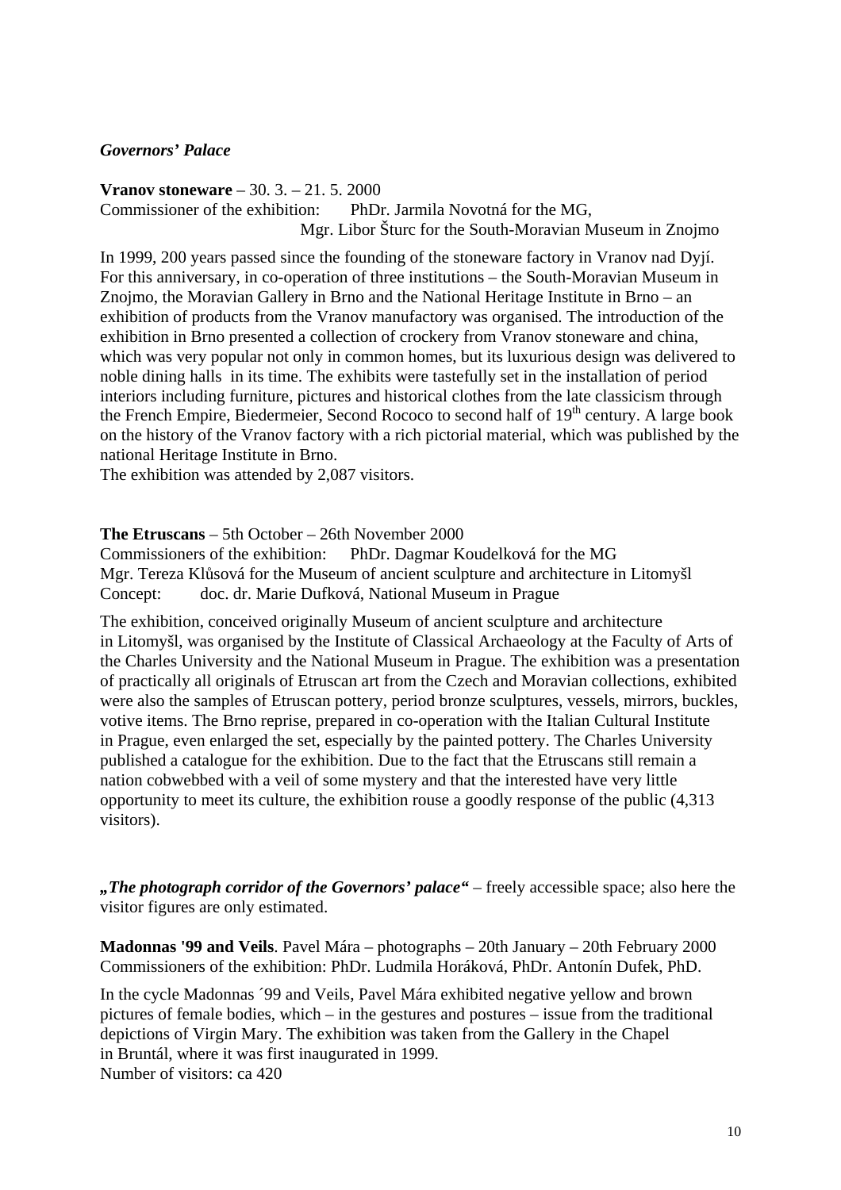*Governors' Palace*

**Vranov stoneware** – 30. 3. – 21. 5. 2000
Commissioner of the exhibition: PhDr. Jarmila Novotná for the MG,
Mgr. Libor Šturc for the South-Moravian Museum in Znojmo

In 1999, 200 years passed since the founding of the stoneware factory in Vranov nad Dyjí. For this anniversary, in co-operation of three institutions – the South-Moravian Museum in Znojmo, the Moravian Gallery in Brno and the National Heritage Institute in Brno – an exhibition of products from the Vranov manufactory was organised. The introduction of the exhibition in Brno presented a collection of crockery from Vranov stoneware and china, which was very popular not only in common homes, but its luxurious design was delivered to noble dining halls in its time. The exhibits were tastefully set in the installation of period interiors including furniture, pictures and historical clothes from the late classicism through the French Empire, Biedermeier, Second Rococo to second half of 19th century. A large book on the history of the Vranov factory with a rich pictorial material, which was published by the national Heritage Institute in Brno.
The exhibition was attended by 2,087 visitors.

**The Etruscans** – 5th October – 26th November 2000
Commissioners of the exhibition: PhDr. Dagmar Koudelková for the MG
Mgr. Tereza Klůsová for the Museum of ancient sculpture and architecture in Litomyšl
Concept: doc. dr. Marie Dufková, National Museum in Prague

The exhibition, conceived originally Museum of ancient sculpture and architecture in Litomyšl, was organised by the Institute of Classical Archaeology at the Faculty of Arts of the Charles University and the National Museum in Prague. The exhibition was a presentation of practically all originals of Etruscan art from the Czech and Moravian collections, exhibited were also the samples of Etruscan pottery, period bronze sculptures, vessels, mirrors, buckles, votive items. The Brno reprise, prepared in co-operation with the Italian Cultural Institute in Prague, even enlarged the set, especially by the painted pottery. The Charles University published a catalogue for the exhibition. Due to the fact that the Etruscans still remain a nation cobwebbed with a veil of some mystery and that the interested have very little opportunity to meet its culture, the exhibition rouse a goodly response of the public (4,313 visitors).

***„The photograph corridor of the Governors' palace"*** – freely accessible space; also here the visitor figures are only estimated.

**Madonnas '99 and Veils**. Pavel Mára – photographs – 20th January – 20th February 2000
Commissioners of the exhibition: PhDr. Ludmila Horáková, PhDr. Antonín Dufek, PhD.

In the cycle Madonnas ´99 and Veils, Pavel Mára exhibited negative yellow and brown pictures of female bodies, which – in the gestures and postures – issue from the traditional depictions of Virgin Mary. The exhibition was taken from the Gallery in the Chapel in Bruntál, where it was first inaugurated in 1999.
Number of visitors: ca 420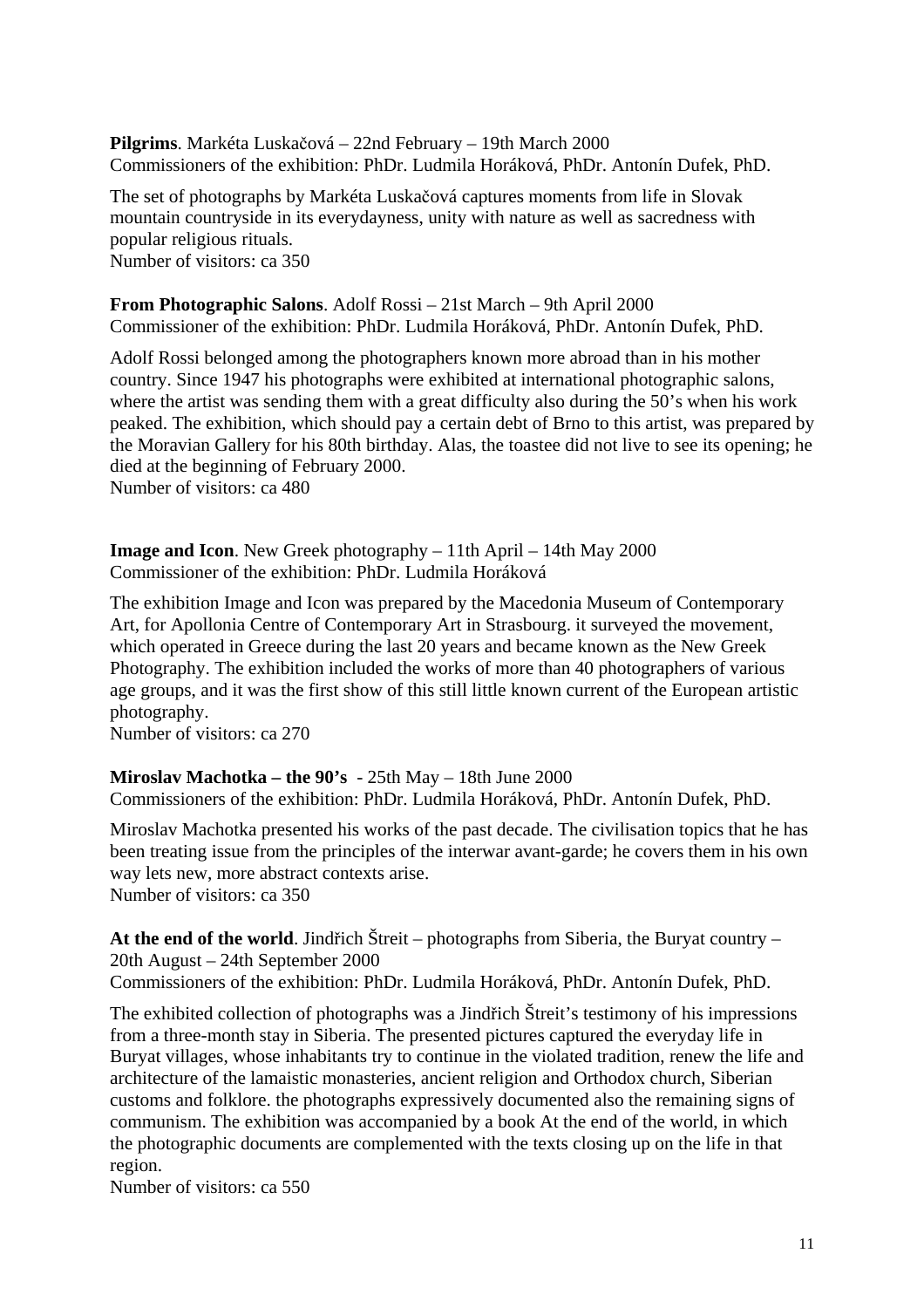**Pilgrims**. Markéta Luskačová – 22nd February – 19th March 2000
Commissioners of the exhibition: PhDr. Ludmila Horáková, PhDr. Antonín Dufek, PhD.

The set of photographs by Markéta Luskačová captures moments from life in Slovak mountain countryside in its everydayness, unity with nature as well as sacredness with popular religious rituals.
Number of visitors: ca 350

**From Photographic Salons**. Adolf Rossi – 21st March – 9th April 2000
Commissioner of the exhibition: PhDr. Ludmila Horáková, PhDr. Antonín Dufek, PhD.

Adolf Rossi belonged among the photographers known more abroad than in his mother country. Since 1947 his photographs were exhibited at international photographic salons, where the artist was sending them with a great difficulty also during the 50's when his work peaked. The exhibition, which should pay a certain debt of Brno to this artist, was prepared by the Moravian Gallery for his 80th birthday. Alas, the toastee did not live to see its opening; he died at the beginning of February 2000.
Number of visitors: ca 480

**Image and Icon**. New Greek photography – 11th April – 14th May 2000
Commissioner of the exhibition: PhDr. Ludmila Horáková

The exhibition Image and Icon was prepared by the Macedonia Museum of Contemporary Art, for Apollonia Centre of Contemporary Art in Strasbourg. it surveyed the movement, which operated in Greece during the last 20 years and became known as the New Greek Photography. The exhibition included the works of more than 40 photographers of various age groups, and it was the first show of this still little known current of the European artistic photography.
Number of visitors: ca 270

**Miroslav Machotka – the 90's** - 25th May – 18th June 2000
Commissioners of the exhibition: PhDr. Ludmila Horáková, PhDr. Antonín Dufek, PhD.

Miroslav Machotka presented his works of the past decade. The civilisation topics that he has been treating issue from the principles of the interwar avant-garde; he covers them in his own way lets new, more abstract contexts arise.
Number of visitors: ca 350

**At the end of the world**. Jindřich Štreit – photographs from Siberia, the Buryat country – 20th August – 24th September 2000
Commissioners of the exhibition: PhDr. Ludmila Horáková, PhDr. Antonín Dufek, PhD.

The exhibited collection of photographs was a Jindřich Štreit's testimony of his impressions from a three-month stay in Siberia. The presented pictures captured the everyday life in Buryat villages, whose inhabitants try to continue in the violated tradition, renew the life and architecture of the lamaistic monasteries, ancient religion and Orthodox church, Siberian customs and folklore. the photographs expressively documented also the remaining signs of communism. The exhibition was accompanied by a book At the end of the world, in which the photographic documents are complemented with the texts closing up on the life in that region.
Number of visitors: ca 550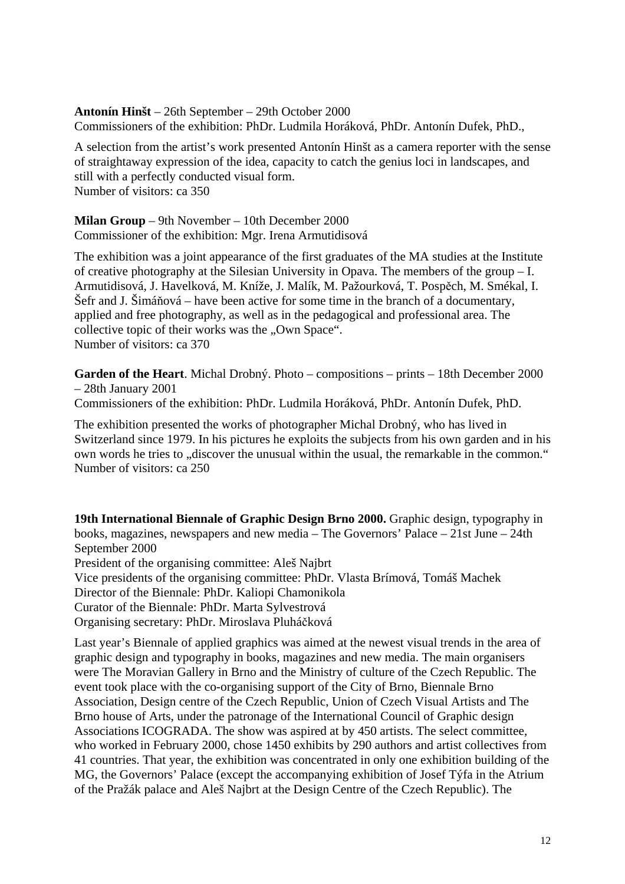**Antonín Hinšt** – 26th September – 29th October 2000
Commissioners of the exhibition: PhDr. Ludmila Horáková, PhDr. Antonín Dufek, PhD.,

A selection from the artist's work presented Antonín Hinšt as a camera reporter with the sense of straightaway expression of the idea, capacity to catch the genius loci in landscapes, and still with a perfectly conducted visual form.
Number of visitors: ca 350

**Milan Group** – 9th November – 10th December 2000
Commissioner of the exhibition: Mgr. Irena Armutidisová

The exhibition was a joint appearance of the first graduates of the MA studies at the Institute of creative photography at the Silesian University in Opava. The members of the group – I. Armutidisová, J. Havelková, M. Kníže, J. Malík, M. Pažourková, T. Pospěch, M. Smékal, I. Šefr and J. Šimáňová – have been active for some time in the branch of a documentary, applied and free photography, as well as in the pedagogical and professional area. The collective topic of their works was the „Own Space".
Number of visitors: ca 370

**Garden of the Heart**. Michal Drobný. Photo – compositions – prints – 18th December 2000 – 28th January 2001
Commissioners of the exhibition: PhDr. Ludmila Horáková, PhDr. Antonín Dufek, PhD.

The exhibition presented the works of photographer Michal Drobný, who has lived in Switzerland since 1979. In his pictures he exploits the subjects from his own garden and in his own words he tries to „discover the unusual within the usual, the remarkable in the common."
Number of visitors: ca 250

**19th International Biennale of Graphic Design Brno 2000.** Graphic design, typography in books, magazines, newspapers and new media – The Governors' Palace – 21st June – 24th September 2000
President of the organising committee: Aleš Najbrt
Vice presidents of the organising committee: PhDr. Vlasta Brímová, Tomáš Machek
Director of the Biennale: PhDr. Kaliopi Chamonikola
Curator of the Biennale: PhDr. Marta Sylvestrová
Organising secretary: PhDr. Miroslava Pluháčková

Last year's Biennale of applied graphics was aimed at the newest visual trends in the area of graphic design and typography in books, magazines and new media. The main organisers were The Moravian Gallery in Brno and the Ministry of culture of the Czech Republic. The event took place with the co-organising support of the City of Brno, Biennale Brno Association, Design centre of the Czech Republic, Union of Czech Visual Artists and The Brno house of Arts, under the patronage of the International Council of Graphic design Associations ICOGRADA. The show was aspired at by 450 artists. The select committee, who worked in February 2000, chose 1450 exhibits by 290 authors and artist collectives from 41 countries. That year, the exhibition was concentrated in only one exhibition building of the MG, the Governors' Palace (except the accompanying exhibition of Josef Týfa in the Atrium of the Pražák palace and Aleš Najbrt at the Design Centre of the Czech Republic). The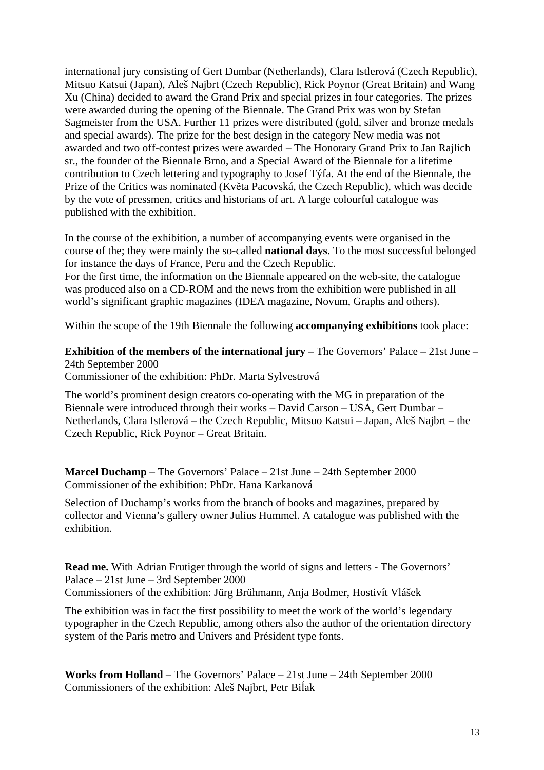international jury consisting of Gert Dumbar (Netherlands), Clara Istlerová (Czech Republic), Mitsuo Katsui (Japan), Aleš Najbrt (Czech Republic), Rick Poynor (Great Britain) and Wang Xu (China) decided to award the Grand Prix and special prizes in four categories. The prizes were awarded during the opening of the Biennale. The Grand Prix was won by Stefan Sagmeister from the USA. Further 11 prizes were distributed (gold, silver and bronze medals and special awards). The prize for the best design in the category New media was not awarded and two off-contest prizes were awarded – The Honorary Grand Prix to Jan Rajlich sr., the founder of the Biennale Brno, and a Special Award of the Biennale for a lifetime contribution to Czech lettering and typography to Josef Týfa. At the end of the Biennale, the Prize of the Critics was nominated (Květa Pacovská, the Czech Republic), which was decide by the vote of pressmen, critics and historians of art. A large colourful catalogue was published with the exhibition.

In the course of the exhibition, a number of accompanying events were organised in the course of the; they were mainly the so-called **national days**. To the most successful belonged for instance the days of France, Peru and the Czech Republic.
For the first time, the information on the Biennale appeared on the web-site, the catalogue was produced also on a CD-ROM and the news from the exhibition were published in all world's significant graphic magazines (IDEA magazine, Novum, Graphs and others).

Within the scope of the 19th Biennale the following **accompanying exhibitions** took place:

**Exhibition of the members of the international jury** – The Governors' Palace – 21st June – 24th September 2000
Commissioner of the exhibition: PhDr. Marta Sylvestrová

The world's prominent design creators co-operating with the MG in preparation of the Biennale were introduced through their works – David Carson – USA, Gert Dumbar – Netherlands, Clara Istlerová – the Czech Republic, Mitsuo Katsui – Japan, Aleš Najbrt – the Czech Republic, Rick Poynor – Great Britain.

**Marcel Duchamp** – The Governors' Palace – 21st June – 24th September 2000
Commissioner of the exhibition: PhDr. Hana Karkanová

Selection of Duchamp's works from the branch of books and magazines, prepared by collector and Vienna's gallery owner Julius Hummel. A catalogue was published with the exhibition.

**Read me.** With Adrian Frutiger through the world of signs and letters - The Governors' Palace – 21st June – 3rd September 2000
Commissioners of the exhibition: Jürg Brühmann, Anja Bodmer, Hostivít Vlášek

The exhibition was in fact the first possibility to meet the work of the world's legendary typographer in the Czech Republic, among others also the author of the orientation directory system of the Paris metro and Univers and Président type fonts.

**Works from Holland** – The Governors' Palace – 21st June – 24th September 2000
Commissioners of the exhibition: Aleš Najbrt, Petr Biĺak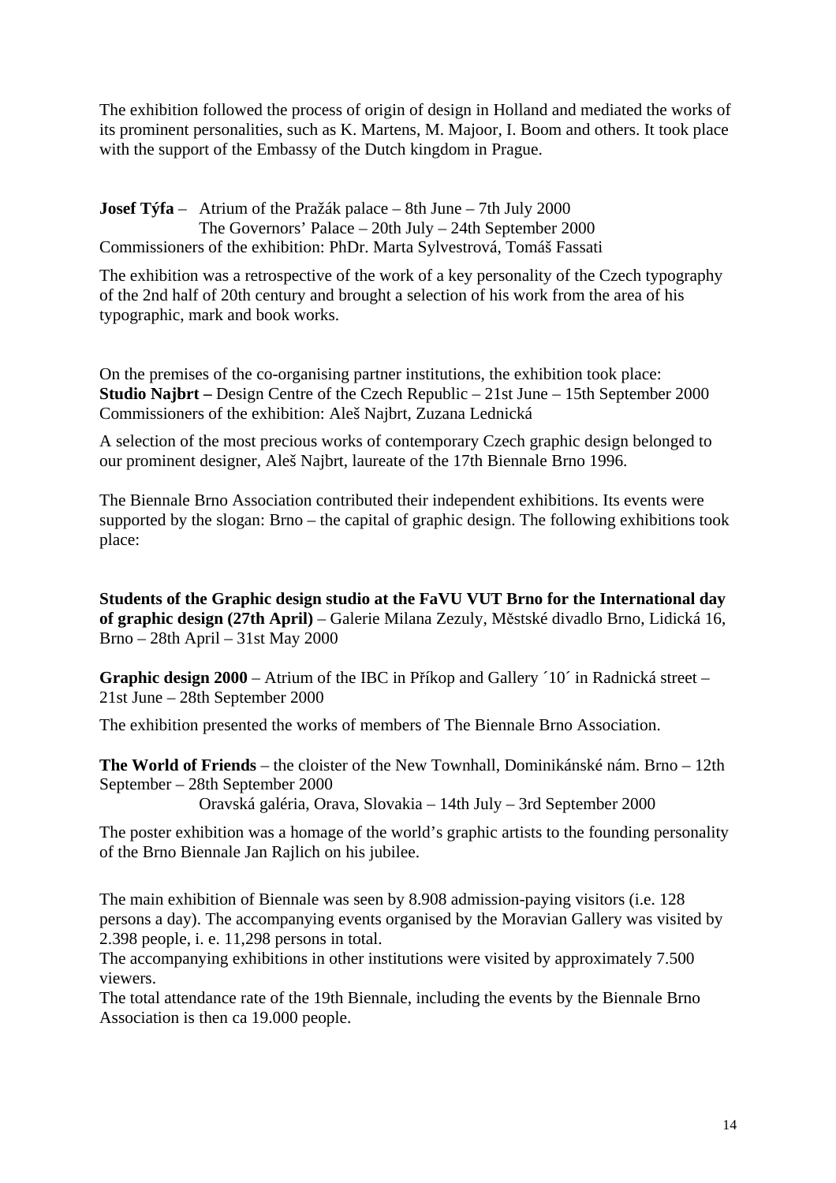The exhibition followed the process of origin of design in Holland and mediated the works of its prominent personalities, such as K. Martens, M. Majoor, I. Boom and others. It took place with the support of the Embassy of the Dutch kingdom in Prague.

**Josef Týfa** – Atrium of the Pražák palace – 8th June – 7th July 2000
The Governors' Palace – 20th July – 24th September 2000
Commissioners of the exhibition: PhDr. Marta Sylvestrová, Tomáš Fassati

The exhibition was a retrospective of the work of a key personality of the Czech typography of the 2nd half of 20th century and brought a selection of his work from the area of his typographic, mark and book works.

On the premises of the co-organising partner institutions, the exhibition took place:
**Studio Najbrt –** Design Centre of the Czech Republic – 21st June – 15th September 2000
Commissioners of the exhibition: Aleš Najbrt, Zuzana Lednická

A selection of the most precious works of contemporary Czech graphic design belonged to our prominent designer, Aleš Najbrt, laureate of the 17th Biennale Brno 1996.

The Biennale Brno Association contributed their independent exhibitions. Its events were supported by the slogan: Brno – the capital of graphic design. The following exhibitions took place:

**Students of the Graphic design studio at the FaVU VUT Brno for the International day of graphic design (27th April)** – Galerie Milana Zezuly, Městské divadlo Brno, Lidická 16, Brno – 28th April – 31st May 2000

**Graphic design 2000** – Atrium of the IBC in Příkop and Gallery ´10´ in Radnická street – 21st June – 28th September 2000

The exhibition presented the works of members of The Biennale Brno Association.

**The World of Friends** – the cloister of the New Townhall, Dominikánské nám. Brno – 12th September – 28th September 2000
Oravská galéria, Orava, Slovakia – 14th July – 3rd September 2000

The poster exhibition was a homage of the world's graphic artists to the founding personality of the Brno Biennale Jan Rajlich on his jubilee.

The main exhibition of Biennale was seen by 8.908 admission-paying visitors (i.e. 128 persons a day). The accompanying events organised by the Moravian Gallery was visited by 2.398 people, i. e. 11,298 persons in total.
The accompanying exhibitions in other institutions were visited by approximately 7.500 viewers.
The total attendance rate of the 19th Biennale, including the events by the Biennale Brno Association is then ca 19.000 people.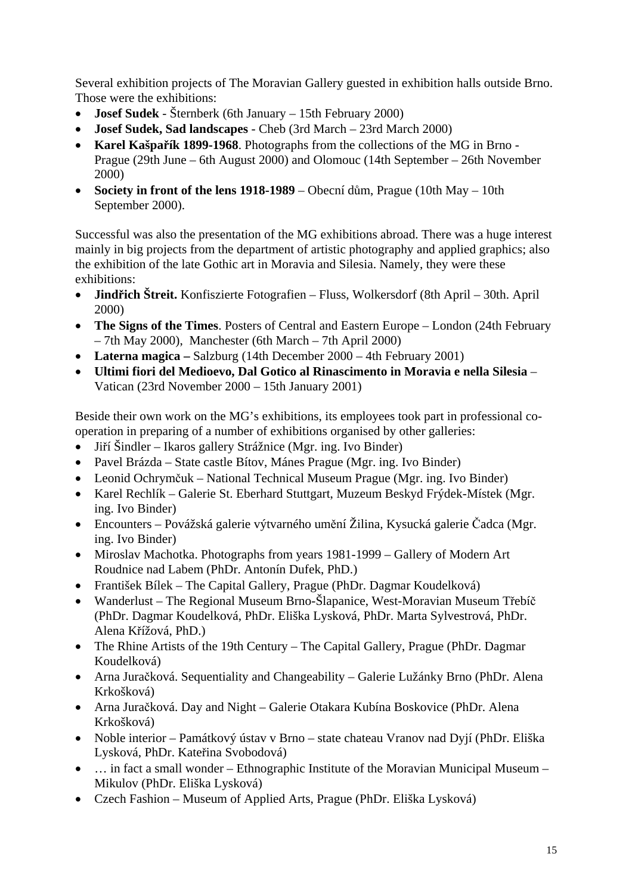Several exhibition projects of The Moravian Gallery guested in exhibition halls outside Brno. Those were the exhibitions:

- **Josef Sudek** - Šternberk (6th January – 15th February 2000)
- **Josef Sudek, Sad landscapes** - Cheb (3rd March – 23rd March 2000)
- **Karel Kašpařík 1899-1968**. Photographs from the collections of the MG in Brno - Prague (29th June – 6th August 2000) and Olomouc (14th September – 26th November 2000)
- **Society in front of the lens 1918-1989** – Obecní dům, Prague (10th May – 10th September 2000).

Successful was also the presentation of the MG exhibitions abroad. There was a huge interest mainly in big projects from the department of artistic photography and applied graphics; also the exhibition of the late Gothic art in Moravia and Silesia. Namely, they were these exhibitions:

- **Jindřich Štreit.** Konfiszierte Fotografien – Fluss, Wolkersdorf (8th April – 30th. April 2000)
- **The Signs of the Times**. Posters of Central and Eastern Europe – London (24th February – 7th May 2000), Manchester (6th March – 7th April 2000)
- **Laterna magica –** Salzburg (14th December 2000 – 4th February 2001)
- **Ultimi fiori del Medioevo, Dal Gotico al Rinascimento in Moravia e nella Silesia** – Vatican (23rd November 2000 – 15th January 2001)

Beside their own work on the MG's exhibitions, its employees took part in professional co-operation in preparing of a number of exhibitions organised by other galleries:

- Jiří Šindler – Ikaros gallery Strážnice (Mgr. ing. Ivo Binder)
- Pavel Brázda – State castle Bítov, Mánes Prague (Mgr. ing. Ivo Binder)
- Leonid Ochrymčuk – National Technical Museum Prague (Mgr. ing. Ivo Binder)
- Karel Rechlík – Galerie St. Eberhard Stuttgart, Muzeum Beskyd Frýdek-Místek (Mgr. ing. Ivo Binder)
- Encounters – Považská galerie výtvarného umění Žilina, Kysucká galerie Čadca (Mgr. ing. Ivo Binder)
- Miroslav Machotka. Photographs from years 1981-1999 – Gallery of Modern Art Roudnice nad Labem (PhDr. Antonín Dufek, PhD.)
- František Bílek – The Capital Gallery, Prague (PhDr. Dagmar Koudelková)
- Wanderlust – The Regional Museum Brno-Šlapanice, West-Moravian Museum Třebíč (PhDr. Dagmar Koudelková, PhDr. Eliška Lysková, PhDr. Marta Sylvestrová, PhDr. Alena Křížová, PhD.)
- The Rhine Artists of the 19th Century – The Capital Gallery, Prague (PhDr. Dagmar Koudelková)
- Arna Juračková. Sequentiality and Changeability – Galerie Lužánky Brno (PhDr. Alena Krkošková)
- Arna Juračková. Day and Night – Galerie Otakara Kubína Boskovice (PhDr. Alena Krkošková)
- Noble interior – Památkový ústav v Brno – state chateau Vranov nad Dyjí (PhDr. Eliška Lysková, PhDr. Kateřina Svobodová)
- … in fact a small wonder – Ethnographic Institute of the Moravian Municipal Museum – Mikulov (PhDr. Eliška Lysková)
- Czech Fashion – Museum of Applied Arts, Prague (PhDr. Eliška Lysková)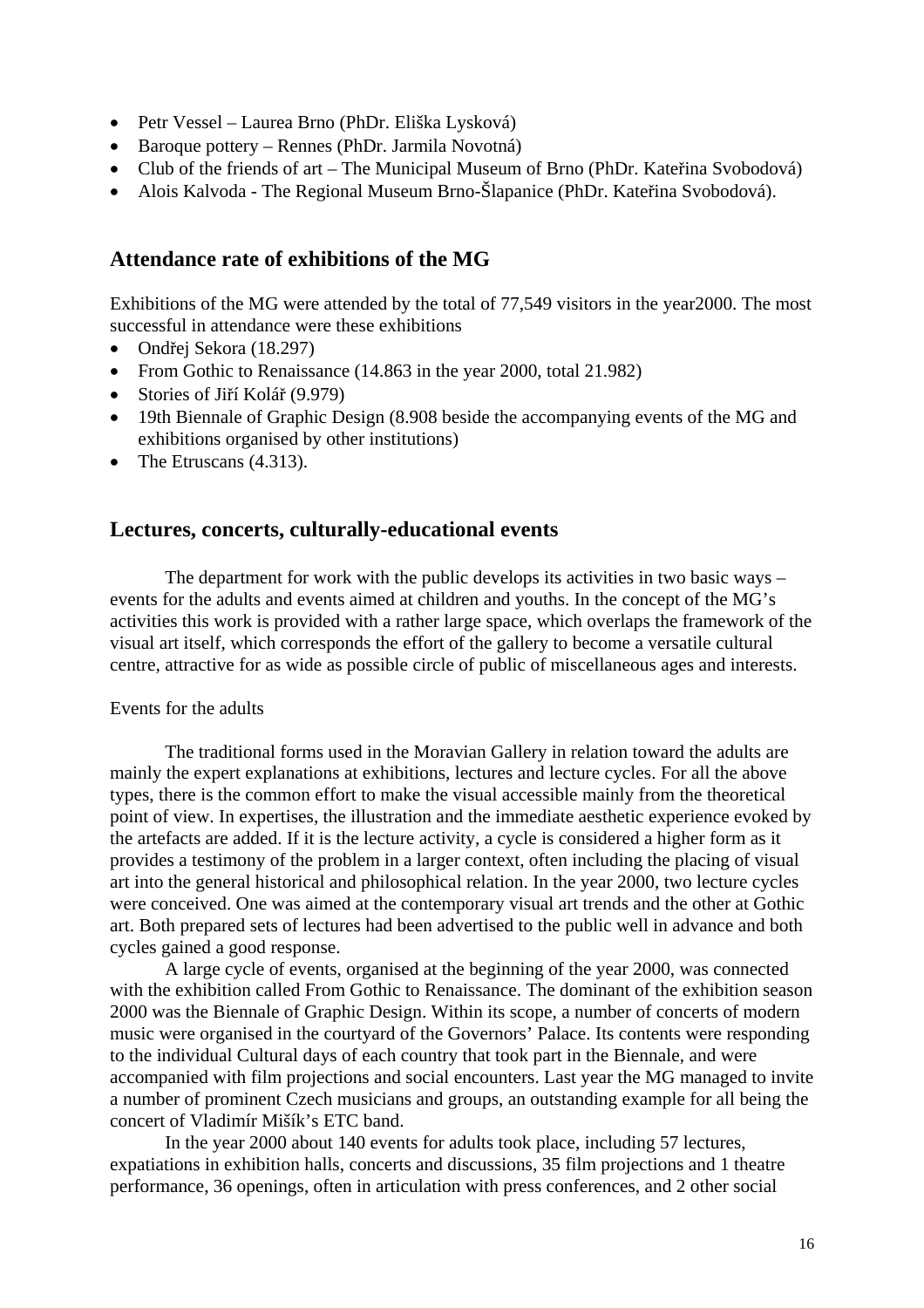- Petr Vessel – Laurea Brno (PhDr. Eliška Lysková)
- Baroque pottery – Rennes (PhDr. Jarmila Novotná)
- Club of the friends of art – The Municipal Museum of Brno (PhDr. Kateřina Svobodová)
- Alois Kalvoda - The Regional Museum Brno-Šlapanice (PhDr. Kateřina Svobodová).

## Attendance rate of exhibitions of the MG

Exhibitions of the MG were attended by the total of 77,549 visitors in the year2000. The most successful in attendance were these exhibitions

- Ondřej Sekora (18.297)
- From Gothic to Renaissance (14.863 in the year 2000, total 21.982)
- Stories of Jiří Kolář (9.979)
- 19th Biennale of Graphic Design (8.908 beside the accompanying events of the MG and exhibitions organised by other institutions)
- The Etruscans (4.313).

## Lectures, concerts, culturally-educational events

The department for work with the public develops its activities in two basic ways – events for the adults and events aimed at children and youths. In the concept of the MG's activities this work is provided with a rather large space, which overlaps the framework of the visual art itself, which corresponds the effort of the gallery to become a versatile cultural centre, attractive for as wide as possible circle of public of miscellaneous ages and interests.

Events for the adults

The traditional forms used in the Moravian Gallery in relation toward the adults are mainly the expert explanations at exhibitions, lectures and lecture cycles. For all the above types, there is the common effort to make the visual accessible mainly from the theoretical point of view. In expertises, the illustration and the immediate aesthetic experience evoked by the artefacts are added. If it is the lecture activity, a cycle is considered a higher form as it provides a testimony of the problem in a larger context, often including the placing of visual art into the general historical and philosophical relation. In the year 2000, two lecture cycles were conceived. One was aimed at the contemporary visual art trends and the other at Gothic art. Both prepared sets of lectures had been advertised to the public well in advance and both cycles gained a good response.

A large cycle of events, organised at the beginning of the year 2000, was connected with the exhibition called From Gothic to Renaissance. The dominant of the exhibition season 2000 was the Biennale of Graphic Design. Within its scope, a number of concerts of modern music were organised in the courtyard of the Governors' Palace. Its contents were responding to the individual Cultural days of each country that took part in the Biennale, and were accompanied with film projections and social encounters. Last year the MG managed to invite a number of prominent Czech musicians and groups, an outstanding example for all being the concert of Vladimír Mišík's ETC band.

In the year 2000 about 140 events for adults took place, including 57 lectures, expatiations in exhibition halls, concerts and discussions, 35 film projections and 1 theatre performance, 36 openings, often in articulation with press conferences, and 2 other social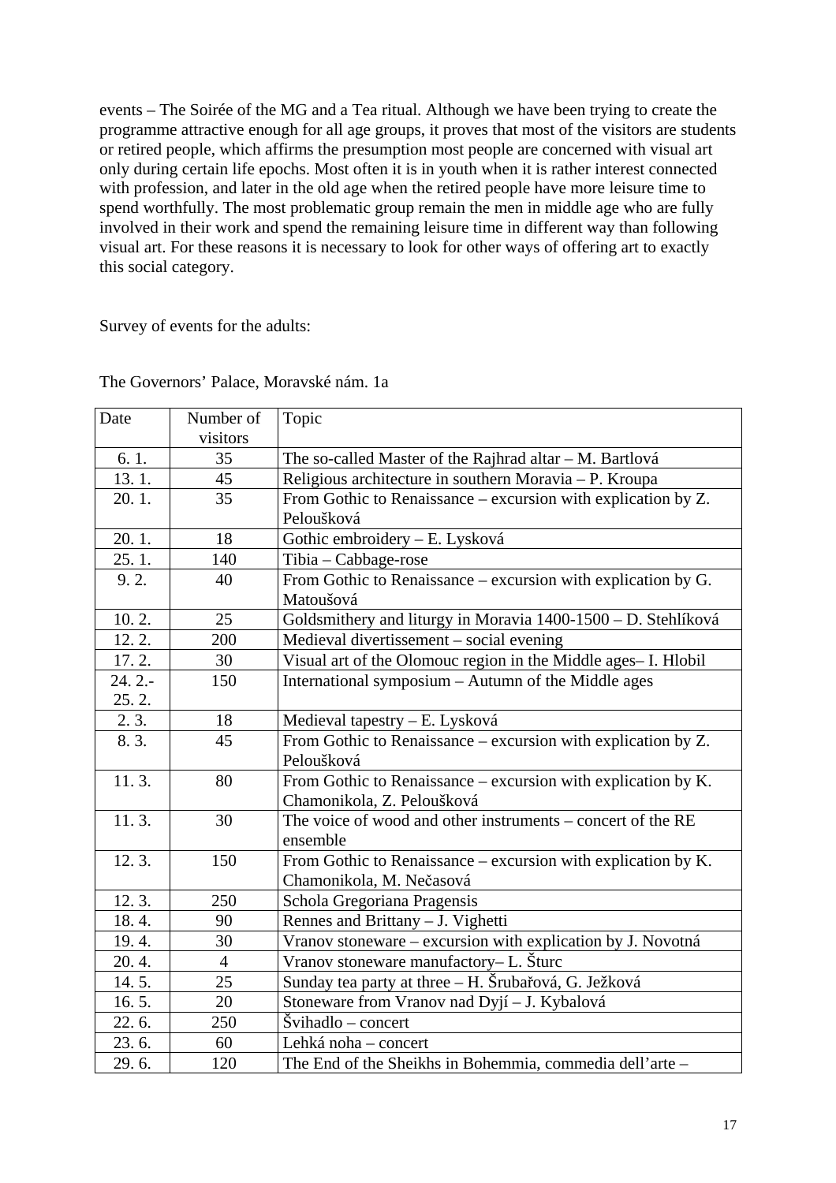events – The Soirée of the MG and a Tea ritual. Although we have been trying to create the programme attractive enough for all age groups, it proves that most of the visitors are students or retired people, which affirms the presumption most people are concerned with visual art only during certain life epochs. Most often it is in youth when it is rather interest connected with profession, and later in the old age when the retired people have more leisure time to spend worthfully. The most problematic group remain the men in middle age who are fully involved in their work and spend the remaining leisure time in different way than following visual art. For these reasons it is necessary to look for other ways of offering art to exactly this social category.

Survey of events for the adults:

The Governors' Palace, Moravské nám. 1a

| Date | Number of visitors | Topic |
|---|---|---|
| 6. 1. | 35 | The so-called Master of the Rajhrad altar – M. Bartlová |
| 13. 1. | 45 | Religious architecture in southern Moravia – P. Kroupa |
| 20. 1. | 35 | From Gothic to Renaissance – excursion with explication by Z. Peloušková |
| 20. 1. | 18 | Gothic embroidery – E. Lysková |
| 25. 1. | 140 | Tibia – Cabbage-rose |
| 9. 2. | 40 | From Gothic to Renaissance – excursion with explication by G. Matoušová |
| 10. 2. | 25 | Goldsmithery and liturgy in Moravia 1400-1500 – D. Stehlíková |
| 12. 2. | 200 | Medieval divertissement – social evening |
| 17. 2. | 30 | Visual art of the Olomouc region in the Middle ages– I. Hlobil |
| 24. 2.- 25. 2. | 150 | International symposium – Autumn of the Middle ages |
| 2. 3. | 18 | Medieval tapestry – E. Lysková |
| 8. 3. | 45 | From Gothic to Renaissance – excursion with explication by Z. Peloušková |
| 11. 3. | 80 | From Gothic to Renaissance – excursion with explication by K. Chamonikola, Z. Peloušková |
| 11. 3. | 30 | The voice of wood and other instruments – concert of the RE ensemble |
| 12. 3. | 150 | From Gothic to Renaissance – excursion with explication by K. Chamonikola, M. Nečasová |
| 12. 3. | 250 | Schola Gregoriana Pragensis |
| 18. 4. | 90 | Rennes and Brittany – J. Vighetti |
| 19. 4. | 30 | Vranov stoneware – excursion with explication by J. Novotná |
| 20. 4. | 4 | Vranov stoneware manufactory– L. Šturc |
| 14. 5. | 25 | Sunday tea party at three – H. Šrubařová, G. Ježková |
| 16. 5. | 20 | Stoneware from Vranov nad Dyjí – J. Kybalová |
| 22. 6. | 250 | Švihadlo – concert |
| 23. 6. | 60 | Lehká noha – concert |
| 29. 6. | 120 | The End of the Sheikhs in Bohemmia, commedia dell'arte – |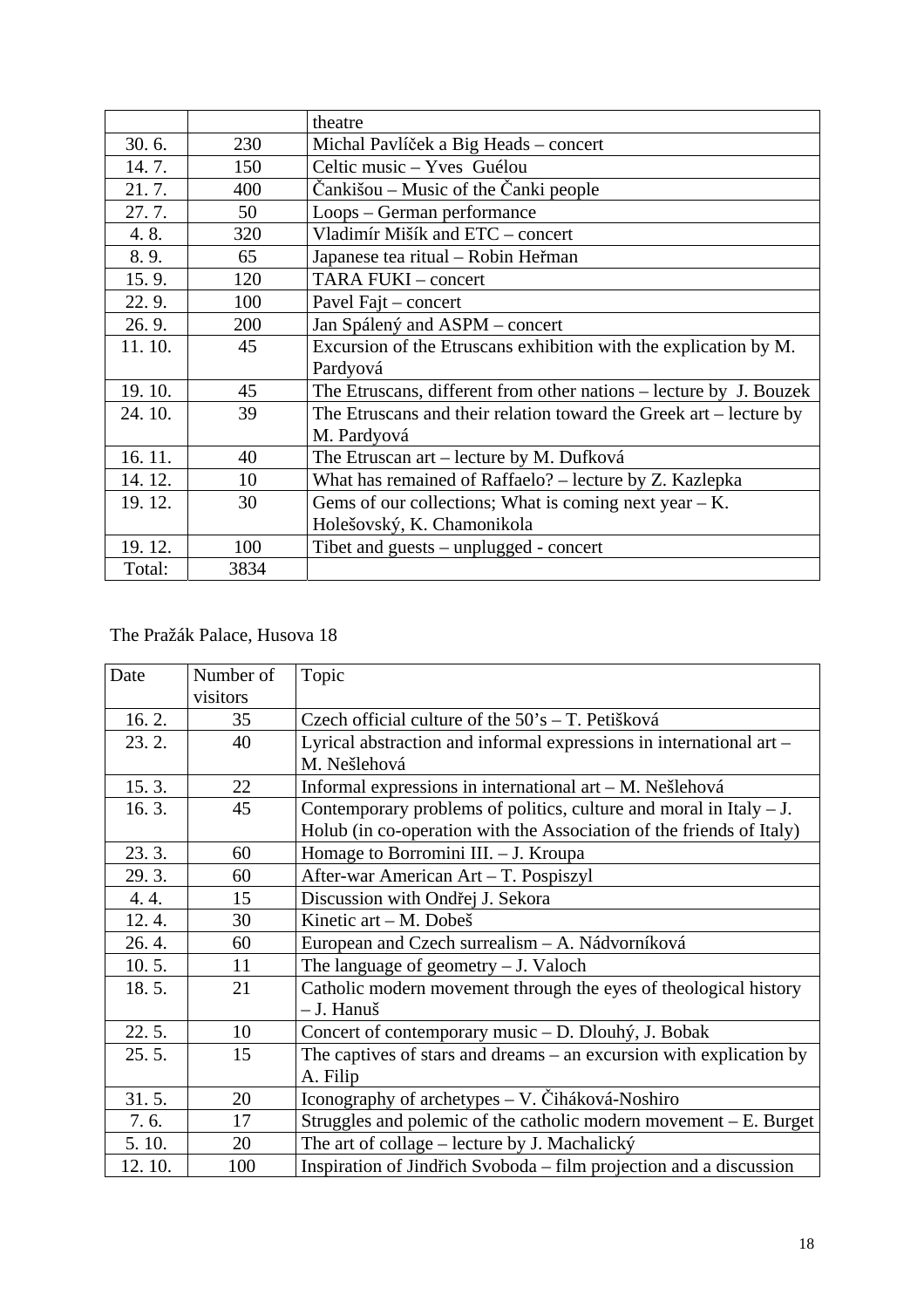| | | theatre |
|---|---|---|
| 30. 6. | 230 | Michal Pavlíček a Big Heads – concert |
| 14. 7. | 150 | Celtic music – Yves Guélou |
| 21. 7. | 400 | Čankišou – Music of the Čanki people |
| 27. 7. | 50 | Loops – German performance |
| 4. 8. | 320 | Vladimír Mišík and ETC – concert |
| 8. 9. | 65 | Japanese tea ritual – Robin Heřman |
| 15. 9. | 120 | TARA FUKI – concert |
| 22. 9. | 100 | Pavel Fajt – concert |
| 26. 9. | 200 | Jan Spálený and ASPM – concert |
| 11. 10. | 45 | Excursion of the Etruscans exhibition with the explication by M. Pardyová |
| 19. 10. | 45 | The Etruscans, different from other nations – lecture by J. Bouzek |
| 24. 10. | 39 | The Etruscans and their relation toward the Greek art – lecture by M. Pardyová |
| 16. 11. | 40 | The Etruscan art – lecture by M. Dufková |
| 14. 12. | 10 | What has remained of Raffaelo? – lecture by Z. Kazlepka |
| 19. 12. | 30 | Gems of our collections; What is coming next year – K. Holešovský, K. Chamonikola |
| 19. 12. | 100 | Tibet and guests – unplugged - concert |
| Total: | 3834 | |

The Pražák Palace, Husova 18

| Date | Number of visitors | Topic |
|---|---|---|
| 16. 2. | 35 | Czech official culture of the 50's – T. Petišková |
| 23. 2. | 40 | Lyrical abstraction and informal expressions in international art – M. Nešlehová |
| 15. 3. | 22 | Informal expressions in international art – M. Nešlehová |
| 16. 3. | 45 | Contemporary problems of politics, culture and moral in Italy – J. Holub (in co-operation with the Association of the friends of Italy) |
| 23. 3. | 60 | Homage to Borromini III. – J. Kroupa |
| 29. 3. | 60 | After-war American Art – T. Pospiszyl |
| 4. 4. | 15 | Discussion with Ondřej J. Sekora |
| 12. 4. | 30 | Kinetic art – M. Dobeš |
| 26. 4. | 60 | European and Czech surrealism – A. Nádvorníková |
| 10. 5. | 11 | The language of geometry – J. Valoch |
| 18. 5. | 21 | Catholic modern movement through the eyes of theological history – J. Hanuš |
| 22. 5. | 10 | Concert of contemporary music – D. Dlouhý, J. Bobak |
| 25. 5. | 15 | The captives of stars and dreams – an excursion with explication by A. Filip |
| 31. 5. | 20 | Iconography of archetypes – V. Čiháková-Noshiro |
| 7. 6. | 17 | Struggles and polemic of the catholic modern movement – E. Burget |
| 5. 10. | 20 | The art of collage – lecture by J. Machalický |
| 12. 10. | 100 | Inspiration of Jindřich Svoboda – film projection and a discussion |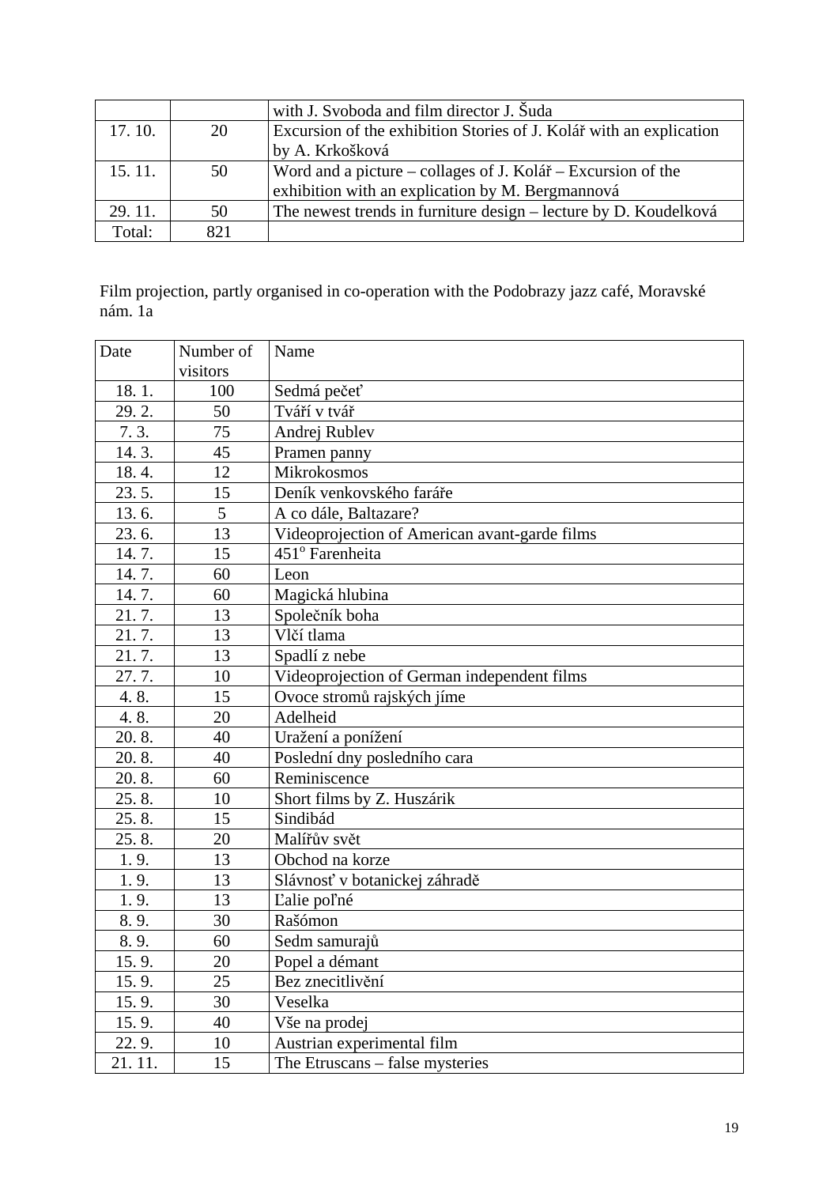| | | with J. Svoboda and film director J. Šuda |
|---|---|---|
| 17. 10. | 20 | Excursion of the exhibition Stories of J. Kolář with an explication by A. Krkošková |
| 15. 11. | 50 | Word and a picture – collages of J. Kolář – Excursion of the exhibition with an explication by M. Bergmannová |
| 29. 11. | 50 | The newest trends in furniture design – lecture by D. Koudelková |
| Total: | 821 | |

Film projection, partly organised in co-operation with the Podobrazy jazz café, Moravské nám. 1a

| Date | Number of visitors | Name |
|---|---|---|
| 18. 1. | 100 | Sedmá pečeť |
| 29. 2. | 50 | Tváří v tvář |
| 7. 3. | 75 | Andrej Rublev |
| 14. 3. | 45 | Pramen panny |
| 18. 4. | 12 | Mikrokosmos |
| 23. 5. | 15 | Deník venkovského faráře |
| 13. 6. | 5 | A co dále, Baltazare? |
| 23. 6. | 13 | Videoprojection of American avant-garde films |
| 14. 7. | 15 | 451$^o$ Farenheita |
| 14. 7. | 60 | Leon |
| 14. 7. | 60 | Magická hlubina |
| 21. 7. | 13 | Společník boha |
| 21. 7. | 13 | Vlčí tlama |
| 21. 7. | 13 | Spadlí z nebe |
| 27. 7. | 10 | Videoprojection of German independent films |
| 4. 8. | 15 | Ovoce stromů rajských jíme |
| 4. 8. | 20 | Adelheid |
| 20. 8. | 40 | Uražení a ponížení |
| 20. 8. | 40 | Poslední dny posledního cara |
| 20. 8. | 60 | Reminiscence |
| 25. 8. | 10 | Short films by Z. Huszárik |
| 25. 8. | 15 | Sindibád |
| 25. 8. | 20 | Malířův svět |
| 1. 9. | 13 | Obchod na korze |
| 1. 9. | 13 | Slávnosť v botanickej záhradě |
| 1. 9. | 13 | Ľalie poľné |
| 8. 9. | 30 | Rašómon |
| 8. 9. | 60 | Sedm samurajů |
| 15. 9. | 20 | Popel a démant |
| 15. 9. | 25 | Bez znecitlivění |
| 15. 9. | 30 | Veselka |
| 15. 9. | 40 | Vše na prodej |
| 22. 9. | 10 | Austrian experimental film |
| 21. 11. | 15 | The Etruscans – false mysteries |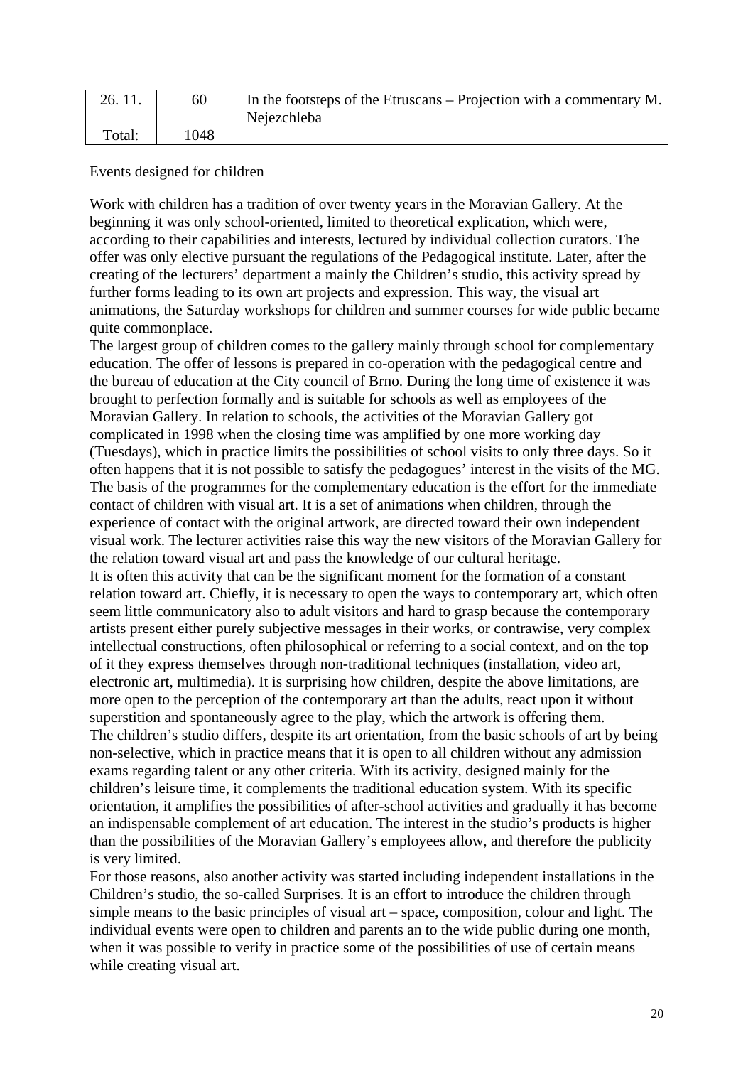| 26. 11. | 60 | In the footsteps of the Etruscans – Projection with a commentary M. Nejezchleba |
|---|---|---|
| Total: | 1048 | |

Events designed for children

Work with children has a tradition of over twenty years in the Moravian Gallery. At the beginning it was only school-oriented, limited to theoretical explication, which were, according to their capabilities and interests, lectured by individual collection curators. The offer was only elective pursuant the regulations of the Pedagogical institute. Later, after the creating of the lecturers' department a mainly the Children's studio, this activity spread by further forms leading to its own art projects and expression. This way, the visual art animations, the Saturday workshops for children and summer courses for wide public became quite commonplace.

The largest group of children comes to the gallery mainly through school for complementary education. The offer of lessons is prepared in co-operation with the pedagogical centre and the bureau of education at the City council of Brno. During the long time of existence it was brought to perfection formally and is suitable for schools as well as employees of the Moravian Gallery. In relation to schools, the activities of the Moravian Gallery got complicated in 1998 when the closing time was amplified by one more working day (Tuesdays), which in practice limits the possibilities of school visits to only three days. So it often happens that it is not possible to satisfy the pedagogues' interest in the visits of the MG. The basis of the programmes for the complementary education is the effort for the immediate contact of children with visual art. It is a set of animations when children, through the experience of contact with the original artwork, are directed toward their own independent visual work. The lecturer activities raise this way the new visitors of the Moravian Gallery for the relation toward visual art and pass the knowledge of our cultural heritage.

It is often this activity that can be the significant moment for the formation of a constant relation toward art. Chiefly, it is necessary to open the ways to contemporary art, which often seem little communicatory also to adult visitors and hard to grasp because the contemporary artists present either purely subjective messages in their works, or contrawise, very complex intellectual constructions, often philosophical or referring to a social context, and on the top of it they express themselves through non-traditional techniques (installation, video art, electronic art, multimedia). It is surprising how children, despite the above limitations, are more open to the perception of the contemporary art than the adults, react upon it without superstition and spontaneously agree to the play, which the artwork is offering them.

The children's studio differs, despite its art orientation, from the basic schools of art by being non-selective, which in practice means that it is open to all children without any admission exams regarding talent or any other criteria. With its activity, designed mainly for the children's leisure time, it complements the traditional education system. With its specific orientation, it amplifies the possibilities of after-school activities and gradually it has become an indispensable complement of art education. The interest in the studio's products is higher than the possibilities of the Moravian Gallery's employees allow, and therefore the publicity is very limited.

For those reasons, also another activity was started including independent installations in the Children's studio, the so-called Surprises. It is an effort to introduce the children through simple means to the basic principles of visual art – space, composition, colour and light. The individual events were open to children and parents an to the wide public during one month, when it was possible to verify in practice some of the possibilities of use of certain means while creating visual art.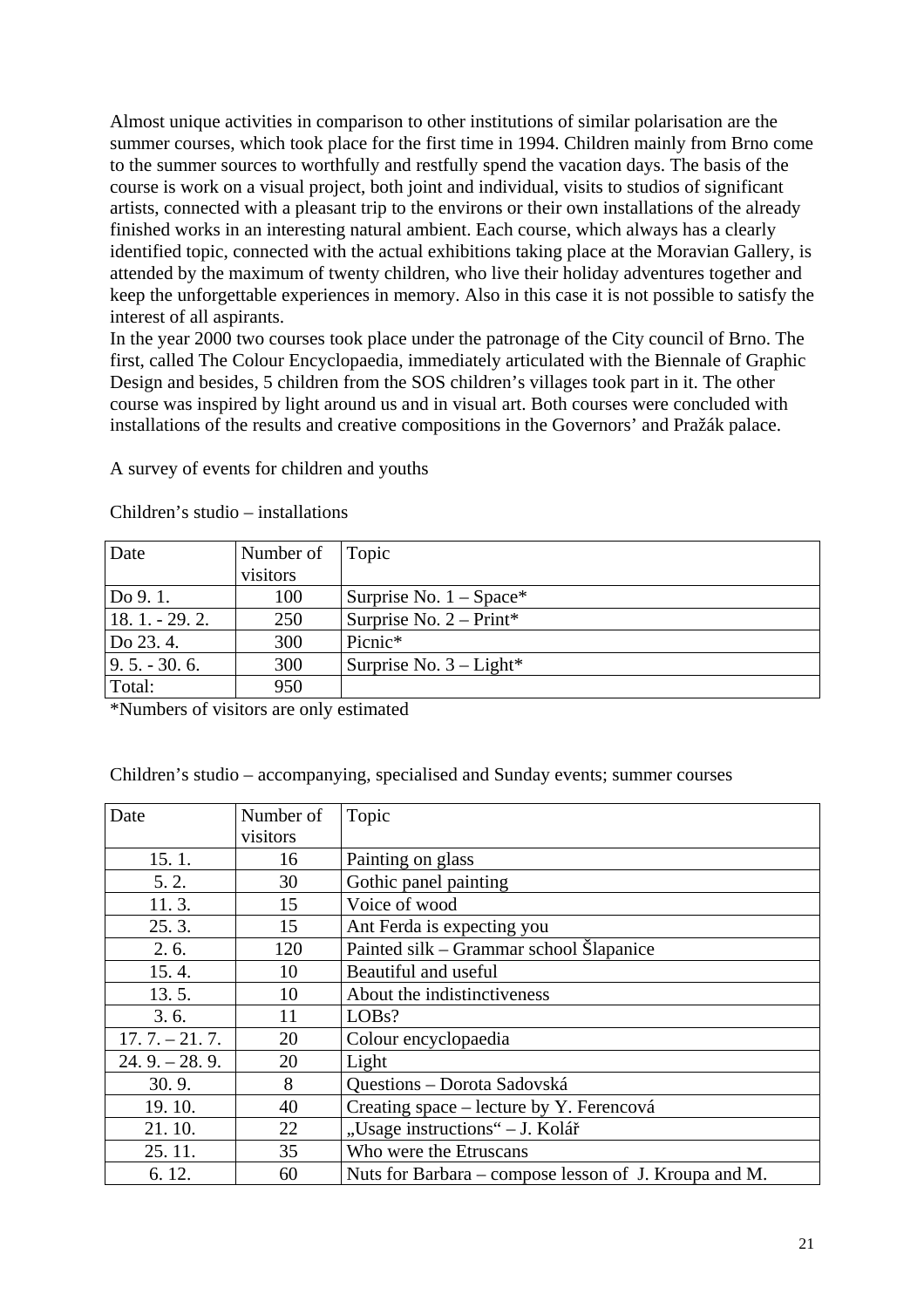Almost unique activities in comparison to other institutions of similar polarisation are the summer courses, which took place for the first time in 1994. Children mainly from Brno come to the summer sources to worthfully and restfully spend the vacation days. The basis of the course is work on a visual project, both joint and individual, visits to studios of significant artists, connected with a pleasant trip to the environs or their own installations of the already finished works in an interesting natural ambient. Each course, which always has a clearly identified topic, connected with the actual exhibitions taking place at the Moravian Gallery, is attended by the maximum of twenty children, who live their holiday adventures together and keep the unforgettable experiences in memory. Also in this case it is not possible to satisfy the interest of all aspirants.
In the year 2000 two courses took place under the patronage of the City council of Brno. The first, called The Colour Encyclopaedia, immediately articulated with the Biennale of Graphic Design and besides, 5 children from the SOS children's villages took part in it. The other course was inspired by light around us and in visual art. Both courses were concluded with installations of the results and creative compositions in the Governors' and Pražák palace.

A survey of events for children and youths

Children's studio – installations

| Date | Number of visitors | Topic |
|---|---|---|
| Do 9. 1. | 100 | Surprise No. 1 – Space* |
| 18. 1. - 29. 2. | 250 | Surprise No. 2 – Print* |
| Do 23. 4. | 300 | Picnic* |
| 9. 5. - 30. 6. | 300 | Surprise No. 3 – Light* |
| Total: | 950 | |

*Numbers of visitors are only estimated

Children's studio – accompanying, specialised and Sunday events; summer courses

| Date | Number of visitors | Topic |
|---|---|---|
| 15. 1. | 16 | Painting on glass |
| 5. 2. | 30 | Gothic panel painting |
| 11. 3. | 15 | Voice of wood |
| 25. 3. | 15 | Ant Ferda is expecting you |
| 2. 6. | 120 | Painted silk – Grammar school Šlapanice |
| 15. 4. | 10 | Beautiful and useful |
| 13. 5. | 10 | About the indistinctiveness |
| 3. 6. | 11 | LOBs? |
| 17. 7. – 21. 7. | 20 | Colour encyclopaedia |
| 24. 9. – 28. 9. | 20 | Light |
| 30. 9. | 8 | Questions – Dorota Sadovská |
| 19. 10. | 40 | Creating space – lecture by Y. Ferencová |
| 21. 10. | 22 | „Usage instructions" – J. Kolář |
| 25. 11. | 35 | Who were the Etruscans |
| 6. 12. | 60 | Nuts for Barbara – compose lesson of J. Kroupa and M. |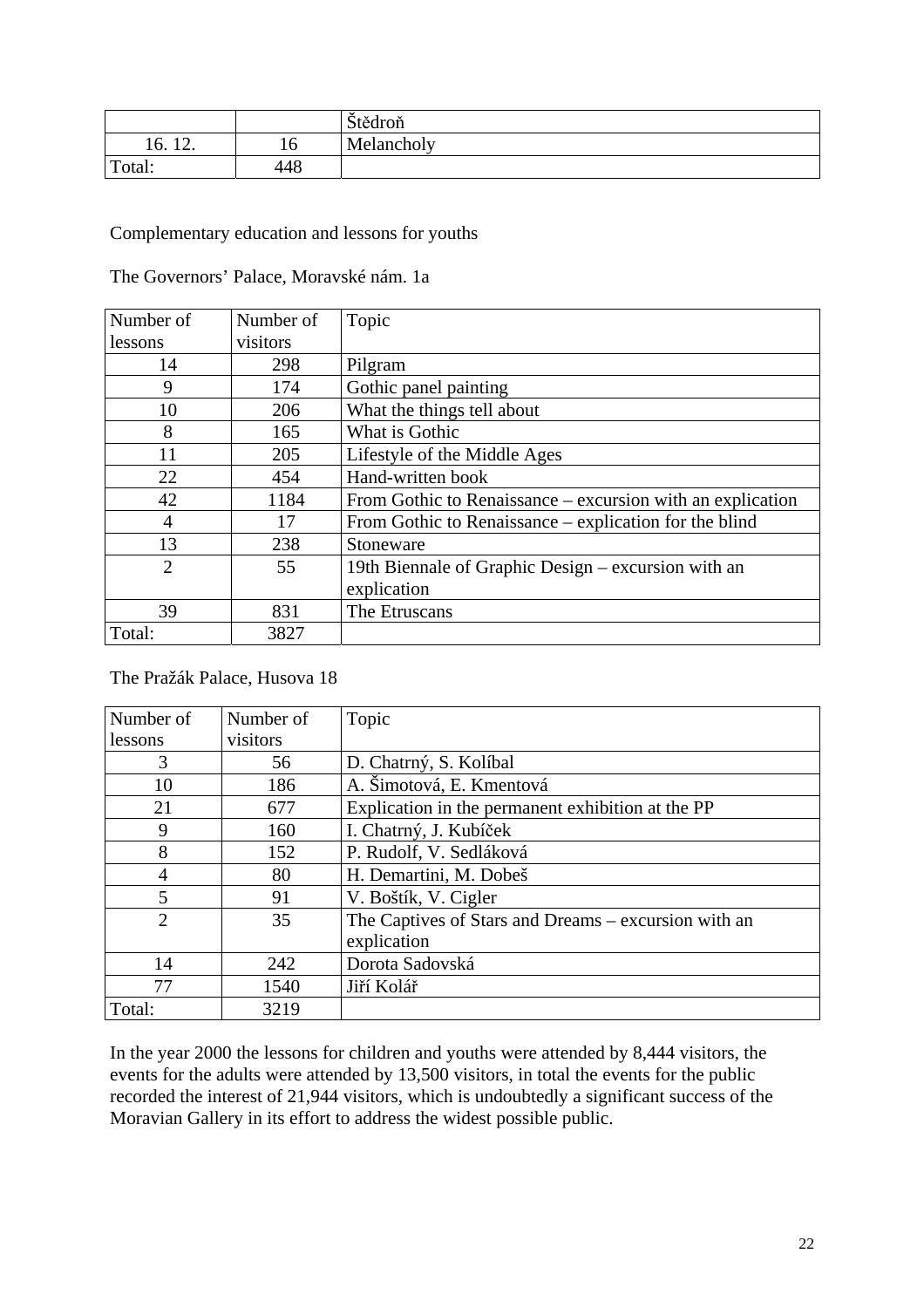|  |  | Štědroň |
|---|---|---|
| 16. 12. | 16 | Melancholy |
| Total: | 448 |  |

Complementary education and lessons for youths

The Governors' Palace, Moravské nám. 1a

| Number of lessons | Number of visitors | Topic |
|---|---|---|
| 14 | 298 | Pilgram |
| 9 | 174 | Gothic panel painting |
| 10 | 206 | What the things tell about |
| 8 | 165 | What is Gothic |
| 11 | 205 | Lifestyle of the Middle Ages |
| 22 | 454 | Hand-written book |
| 42 | 1184 | From Gothic to Renaissance – excursion with an explication |
| 4 | 17 | From Gothic to Renaissance – explication for the blind |
| 13 | 238 | Stoneware |
| 2 | 55 | 19th Biennale of Graphic Design – excursion with an explication |
| 39 | 831 | The Etruscans |
| Total: | 3827 |  |

The Pražák Palace, Husova 18

| Number of lessons | Number of visitors | Topic |
|---|---|---|
| 3 | 56 | D. Chatrný, S. Kolíbal |
| 10 | 186 | A. Šimotová, E. Kmentová |
| 21 | 677 | Explication in the permanent exhibition at the PP |
| 9 | 160 | I. Chatrný, J. Kubíček |
| 8 | 152 | P. Rudolf, V. Sedláková |
| 4 | 80 | H. Demartini, M. Dobeš |
| 5 | 91 | V. Boštík, V. Cigler |
| 2 | 35 | The Captives of Stars and Dreams – excursion with an explication |
| 14 | 242 | Dorota Sadovská |
| 77 | 1540 | Jiří Kolář |
| Total: | 3219 |  |

In the year 2000 the lessons for children and youths were attended by 8,444 visitors, the events for the adults were attended by 13,500 visitors, in total the events for the public recorded the interest of 21,944 visitors, which is undoubtedly a significant success of the Moravian Gallery in its effort to address the widest possible public.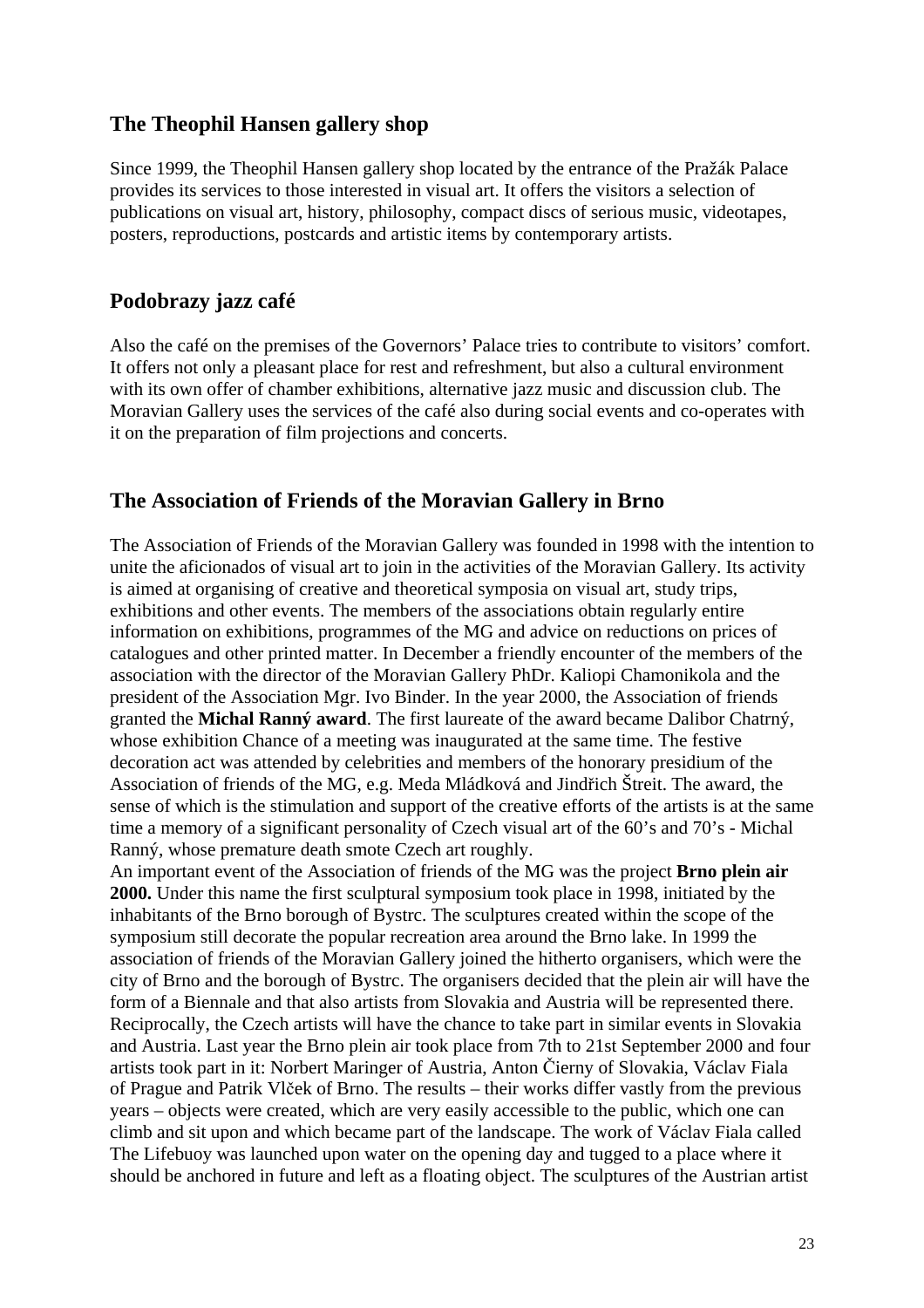## The Theophil Hansen gallery shop

Since 1999, the Theophil Hansen gallery shop located by the entrance of the Pražák Palace provides its services to those interested in visual art. It offers the visitors a selection of publications on visual art, history, philosophy, compact discs of serious music, videotapes, posters, reproductions, postcards and artistic items by contemporary artists.

## Podobrazy jazz café

Also the café on the premises of the Governors' Palace tries to contribute to visitors' comfort. It offers not only a pleasant place for rest and refreshment, but also a cultural environment with its own offer of chamber exhibitions, alternative jazz music and discussion club. The Moravian Gallery uses the services of the café also during social events and co-operates with it on the preparation of film projections and concerts.

## The Association of Friends of the Moravian Gallery in Brno

The Association of Friends of the Moravian Gallery was founded in 1998 with the intention to unite the aficionados of visual art to join in the activities of the Moravian Gallery. Its activity is aimed at organising of creative and theoretical symposia on visual art, study trips, exhibitions and other events. The members of the associations obtain regularly entire information on exhibitions, programmes of the MG and advice on reductions on prices of catalogues and other printed matter. In December a friendly encounter of the members of the association with the director of the Moravian Gallery PhDr. Kaliopi Chamonikola and the president of the Association Mgr. Ivo Binder. In the year 2000, the Association of friends granted the **Michal Ranný award**. The first laureate of the award became Dalibor Chatrný, whose exhibition Chance of a meeting was inaugurated at the same time. The festive decoration act was attended by celebrities and members of the honorary presidium of the Association of friends of the MG, e.g. Meda Mládková and Jindřich Štreit. The award, the sense of which is the stimulation and support of the creative efforts of the artists is at the same time a memory of a significant personality of Czech visual art of the 60's and 70's - Michal Ranný, whose premature death smote Czech art roughly.

An important event of the Association of friends of the MG was the project **Brno plein air 2000.** Under this name the first sculptural symposium took place in 1998, initiated by the inhabitants of the Brno borough of Bystrc. The sculptures created within the scope of the symposium still decorate the popular recreation area around the Brno lake. In 1999 the association of friends of the Moravian Gallery joined the hitherto organisers, which were the city of Brno and the borough of Bystrc. The organisers decided that the plein air will have the form of a Biennale and that also artists from Slovakia and Austria will be represented there. Reciprocally, the Czech artists will have the chance to take part in similar events in Slovakia and Austria. Last year the Brno plein air took place from 7th to 21st September 2000 and four artists took part in it: Norbert Maringer of Austria, Anton Čierny of Slovakia, Václav Fiala of Prague and Patrik Vlček of Brno. The results – their works differ vastly from the previous years – objects were created, which are very easily accessible to the public, which one can climb and sit upon and which became part of the landscape. The work of Václav Fiala called The Lifebuoy was launched upon water on the opening day and tugged to a place where it should be anchored in future and left as a floating object. The sculptures of the Austrian artist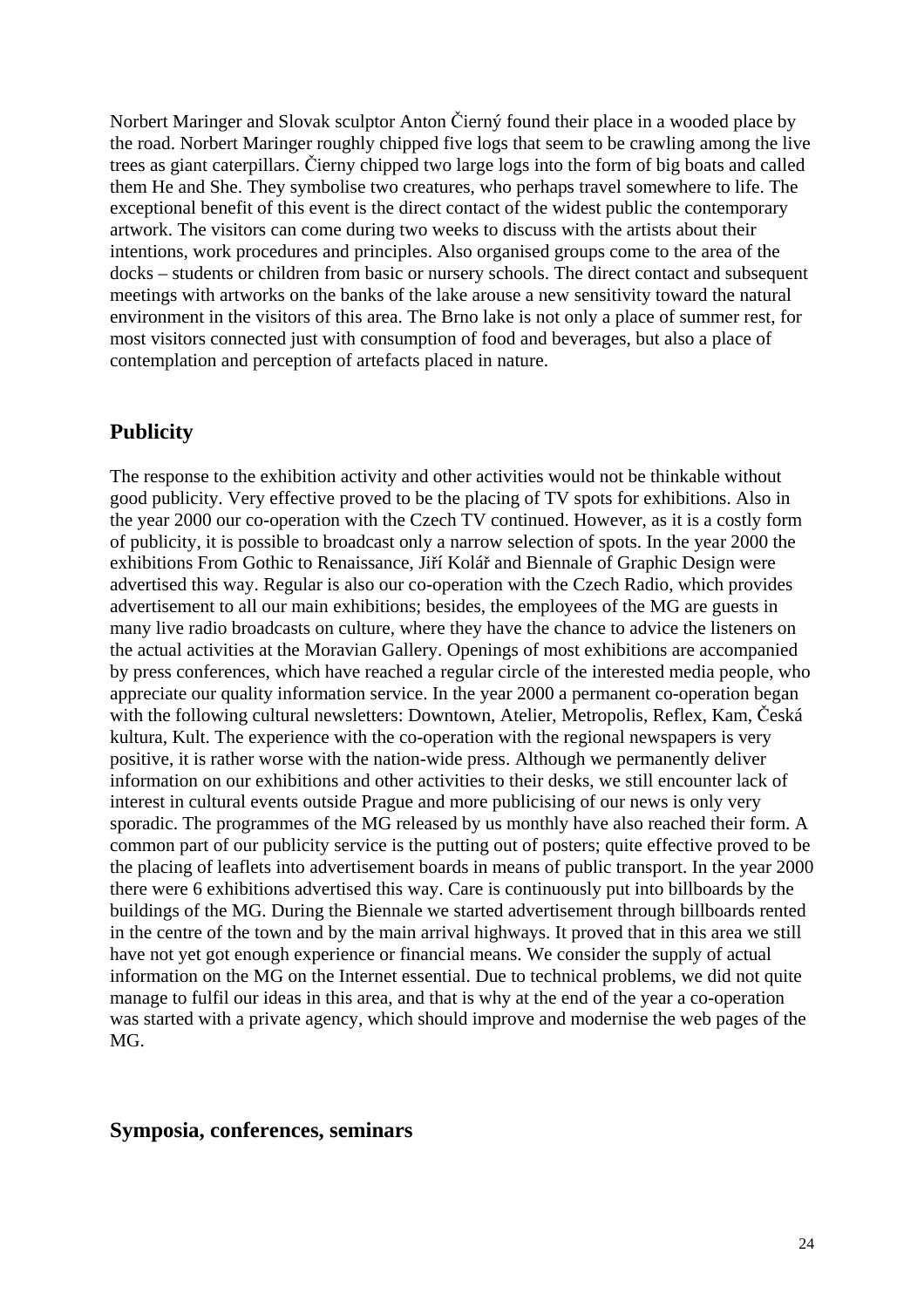Norbert Maringer and Slovak sculptor Anton Čierný found their place in a wooded place by the road. Norbert Maringer roughly chipped five logs that seem to be crawling among the live trees as giant caterpillars. Čierny chipped two large logs into the form of big boats and called them He and She. They symbolise two creatures, who perhaps travel somewhere to life. The exceptional benefit of this event is the direct contact of the widest public the contemporary artwork. The visitors can come during two weeks to discuss with the artists about their intentions, work procedures and principles. Also organised groups come to the area of the docks – students or children from basic or nursery schools. The direct contact and subsequent meetings with artworks on the banks of the lake arouse a new sensitivity toward the natural environment in the visitors of this area. The Brno lake is not only a place of summer rest, for most visitors connected just with consumption of food and beverages, but also a place of contemplation and perception of artefacts placed in nature.

## Publicity

The response to the exhibition activity and other activities would not be thinkable without good publicity. Very effective proved to be the placing of TV spots for exhibitions. Also in the year 2000 our co-operation with the Czech TV continued. However, as it is a costly form of publicity, it is possible to broadcast only a narrow selection of spots. In the year 2000 the exhibitions From Gothic to Renaissance, Jiří Kolář and Biennale of Graphic Design were advertised this way. Regular is also our co-operation with the Czech Radio, which provides advertisement to all our main exhibitions; besides, the employees of the MG are guests in many live radio broadcasts on culture, where they have the chance to advice the listeners on the actual activities at the Moravian Gallery. Openings of most exhibitions are accompanied by press conferences, which have reached a regular circle of the interested media people, who appreciate our quality information service. In the year 2000 a permanent co-operation began with the following cultural newsletters: Downtown, Atelier, Metropolis, Reflex, Kam, Česká kultura, Kult. The experience with the co-operation with the regional newspapers is very positive, it is rather worse with the nation-wide press. Although we permanently deliver information on our exhibitions and other activities to their desks, we still encounter lack of interest in cultural events outside Prague and more publicising of our news is only very sporadic. The programmes of the MG released by us monthly have also reached their form. A common part of our publicity service is the putting out of posters; quite effective proved to be the placing of leaflets into advertisement boards in means of public transport. In the year 2000 there were 6 exhibitions advertised this way. Care is continuously put into billboards by the buildings of the MG. During the Biennale we started advertisement through billboards rented in the centre of the town and by the main arrival highways. It proved that in this area we still have not yet got enough experience or financial means. We consider the supply of actual information on the MG on the Internet essential. Due to technical problems, we did not quite manage to fulfil our ideas in this area, and that is why at the end of the year a co-operation was started with a private agency, which should improve and modernise the web pages of the MG.

## Symposia, conferences, seminars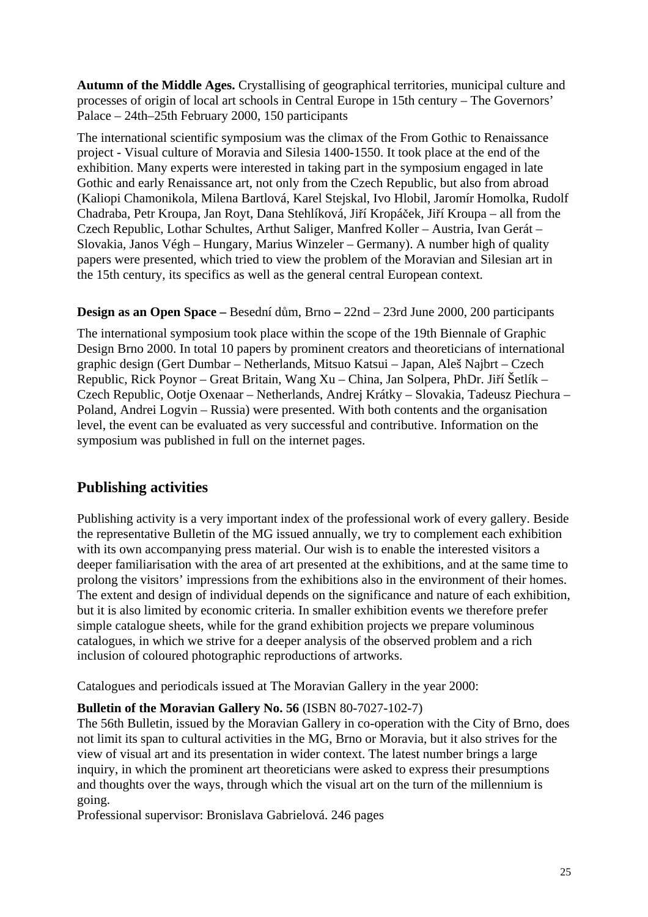**Autumn of the Middle Ages.** Crystallising of geographical territories, municipal culture and processes of origin of local art schools in Central Europe in 15th century – The Governors' Palace – 24th–25th February 2000, 150 participants

The international scientific symposium was the climax of the From Gothic to Renaissance project - Visual culture of Moravia and Silesia 1400-1550. It took place at the end of the exhibition. Many experts were interested in taking part in the symposium engaged in late Gothic and early Renaissance art, not only from the Czech Republic, but also from abroad (Kaliopi Chamonikola, Milena Bartlová, Karel Stejskal, Ivo Hlobil, Jaromír Homolka, Rudolf Chadraba, Petr Kroupa, Jan Royt, Dana Stehlíková, Jiří Kropáček, Jiří Kroupa – all from the Czech Republic, Lothar Schultes, Arthut Saliger, Manfred Koller – Austria, Ivan Gerát – Slovakia, Janos Végh – Hungary, Marius Winzeler – Germany). A number high of quality papers were presented, which tried to view the problem of the Moravian and Silesian art in the 15th century, its specifics as well as the general central European context.

**Design as an Open Space –** Besední dům, Brno **–** 22nd – 23rd June 2000, 200 participants

The international symposium took place within the scope of the 19th Biennale of Graphic Design Brno 2000. In total 10 papers by prominent creators and theoreticians of international graphic design (Gert Dumbar – Netherlands, Mitsuo Katsui – Japan, Aleš Najbrt – Czech Republic, Rick Poynor – Great Britain, Wang Xu – China, Jan Solpera, PhDr. Jiří Šetlík – Czech Republic, Ootje Oxenaar – Netherlands, Andrej Krátky – Slovakia, Tadeusz Piechura – Poland, Andrei Logvin – Russia) were presented. With both contents and the organisation level, the event can be evaluated as very successful and contributive. Information on the symposium was published in full on the internet pages.

## Publishing activities

Publishing activity is a very important index of the professional work of every gallery. Beside the representative Bulletin of the MG issued annually, we try to complement each exhibition with its own accompanying press material. Our wish is to enable the interested visitors a deeper familiarisation with the area of art presented at the exhibitions, and at the same time to prolong the visitors' impressions from the exhibitions also in the environment of their homes. The extent and design of individual depends on the significance and nature of each exhibition, but it is also limited by economic criteria. In smaller exhibition events we therefore prefer simple catalogue sheets, while for the grand exhibition projects we prepare voluminous catalogues, in which we strive for a deeper analysis of the observed problem and a rich inclusion of coloured photographic reproductions of artworks.

Catalogues and periodicals issued at The Moravian Gallery in the year 2000:

**Bulletin of the Moravian Gallery No. 56** (ISBN 80-7027-102-7)
The 56th Bulletin, issued by the Moravian Gallery in co-operation with the City of Brno, does not limit its span to cultural activities in the MG, Brno or Moravia, but it also strives for the view of visual art and its presentation in wider context. The latest number brings a large inquiry, in which the prominent art theoreticians were asked to express their presumptions and thoughts over the ways, through which the visual art on the turn of the millennium is going.
Professional supervisor: Bronislava Gabrielová. 246 pages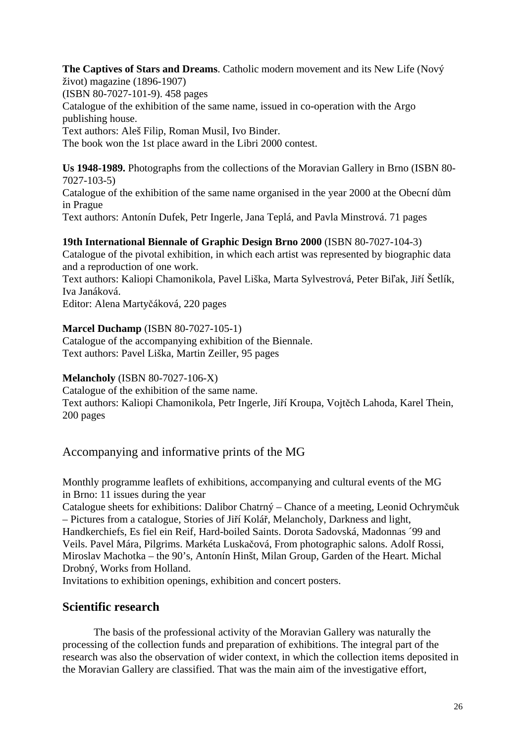**The Captives of Stars and Dreams**. Catholic modern movement and its New Life (Nový život) magazine (1896-1907)
(ISBN 80-7027-101-9). 458 pages
Catalogue of the exhibition of the same name, issued in co-operation with the Argo publishing house.
Text authors: Aleš Filip, Roman Musil, Ivo Binder.
The book won the 1st place award in the Libri 2000 contest.

**Us 1948-1989.** Photographs from the collections of the Moravian Gallery in Brno (ISBN 80-7027-103-5)
Catalogue of the exhibition of the same name organised in the year 2000 at the Obecní dům in Prague
Text authors: Antonín Dufek, Petr Ingerle, Jana Teplá, and Pavla Minstrová. 71 pages

**19th International Biennale of Graphic Design Brno 2000** (ISBN 80-7027-104-3)
Catalogue of the pivotal exhibition, in which each artist was represented by biographic data and a reproduction of one work.
Text authors: Kaliopi Chamonikola, Pavel Liška, Marta Sylvestrová, Peter Biľak, Jiří Šetlík, Iva Janáková.
Editor: Alena Martyčáková, 220 pages

**Marcel Duchamp** (ISBN 80-7027-105-1)
Catalogue of the accompanying exhibition of the Biennale.
Text authors: Pavel Liška, Martin Zeiller, 95 pages

**Melancholy** (ISBN 80-7027-106-X)
Catalogue of the exhibition of the same name.
Text authors: Kaliopi Chamonikola, Petr Ingerle, Jiří Kroupa, Vojtěch Lahoda, Karel Thein, 200 pages

### Accompanying and informative prints of the MG

Monthly programme leaflets of exhibitions, accompanying and cultural events of the MG in Brno: 11 issues during the year
Catalogue sheets for exhibitions: Dalibor Chatrný – Chance of a meeting, Leonid Ochrymčuk – Pictures from a catalogue, Stories of Jiří Kolář, Melancholy, Darkness and light, Handkerchiefs, Es fiel ein Reif, Hard-boiled Saints. Dorota Sadovská, Madonnas ´99 and Veils. Pavel Mára, Pilgrims. Markéta Luskačová, From photographic salons. Adolf Rossi, Miroslav Machotka – the 90's, Antonín Hinšt, Milan Group, Garden of the Heart. Michal Drobný, Works from Holland.
Invitations to exhibition openings, exhibition and concert posters.

## Scientific research

The basis of the professional activity of the Moravian Gallery was naturally the processing of the collection funds and preparation of exhibitions. The integral part of the research was also the observation of wider context, in which the collection items deposited in the Moravian Gallery are classified. That was the main aim of the investigative effort,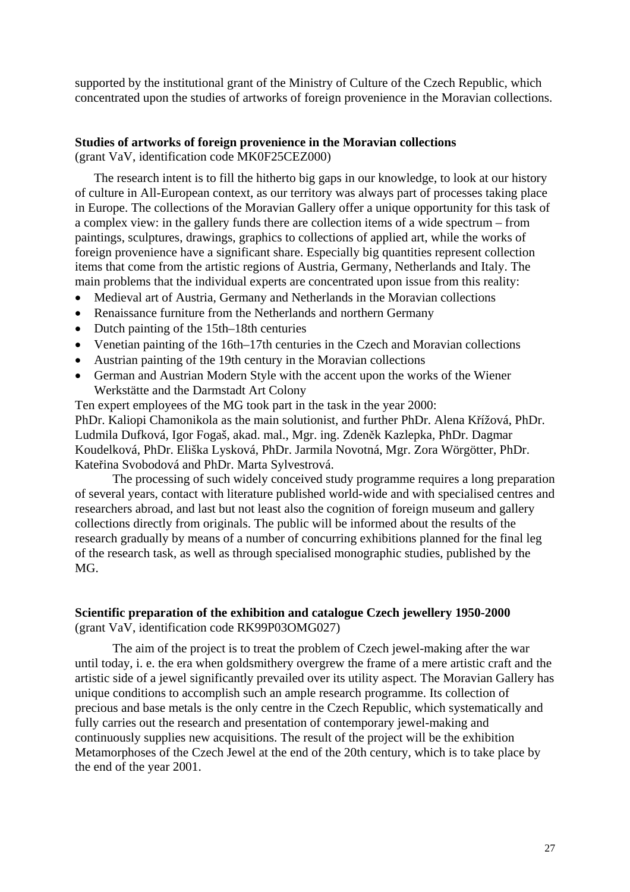supported by the institutional grant of the Ministry of Culture of the Czech Republic, which concentrated upon the studies of artworks of foreign provenience in the Moravian collections.

**Studies of artworks of foreign provenience in the Moravian collections**
(grant VaV, identification code MK0F25CEZ000)

The research intent is to fill the hitherto big gaps in our knowledge, to look at our history of culture in All-European context, as our territory was always part of processes taking place in Europe. The collections of the Moravian Gallery offer a unique opportunity for this task of a complex view: in the gallery funds there are collection items of a wide spectrum – from paintings, sculptures, drawings, graphics to collections of applied art, while the works of foreign provenience have a significant share. Especially big quantities represent collection items that come from the artistic regions of Austria, Germany, Netherlands and Italy. The main problems that the individual experts are concentrated upon issue from this reality:

- Medieval art of Austria, Germany and Netherlands in the Moravian collections
- Renaissance furniture from the Netherlands and northern Germany
- Dutch painting of the 15th–18th centuries
- Venetian painting of the 16th–17th centuries in the Czech and Moravian collections
- Austrian painting of the 19th century in the Moravian collections
- German and Austrian Modern Style with the accent upon the works of the Wiener Werkstätte and the Darmstadt Art Colony

Ten expert employees of the MG took part in the task in the year 2000:
PhDr. Kaliopi Chamonikola as the main solutionist, and further PhDr. Alena Křížová, PhDr. Ludmila Dufková, Igor Fogaš, akad. mal., Mgr. ing. Zdeněk Kazlepka, PhDr. Dagmar Koudelková, PhDr. Eliška Lysková, PhDr. Jarmila Novotná, Mgr. Zora Wörgötter, PhDr. Kateřina Svobodová and PhDr. Marta Sylvestrová.

The processing of such widely conceived study programme requires a long preparation of several years, contact with literature published world-wide and with specialised centres and researchers abroad, and last but not least also the cognition of foreign museum and gallery collections directly from originals. The public will be informed about the results of the research gradually by means of a number of concurring exhibitions planned for the final leg of the research task, as well as through specialised monographic studies, published by the MG.

**Scientific preparation of the exhibition and catalogue Czech jewellery 1950-2000**
(grant VaV, identification code RK99P03OMG027)

The aim of the project is to treat the problem of Czech jewel-making after the war until today, i. e. the era when goldsmithery overgrew the frame of a mere artistic craft and the artistic side of a jewel significantly prevailed over its utility aspect. The Moravian Gallery has unique conditions to accomplish such an ample research programme. Its collection of precious and base metals is the only centre in the Czech Republic, which systematically and fully carries out the research and presentation of contemporary jewel-making and continuously supplies new acquisitions. The result of the project will be the exhibition Metamorphoses of the Czech Jewel at the end of the 20th century, which is to take place by the end of the year 2001.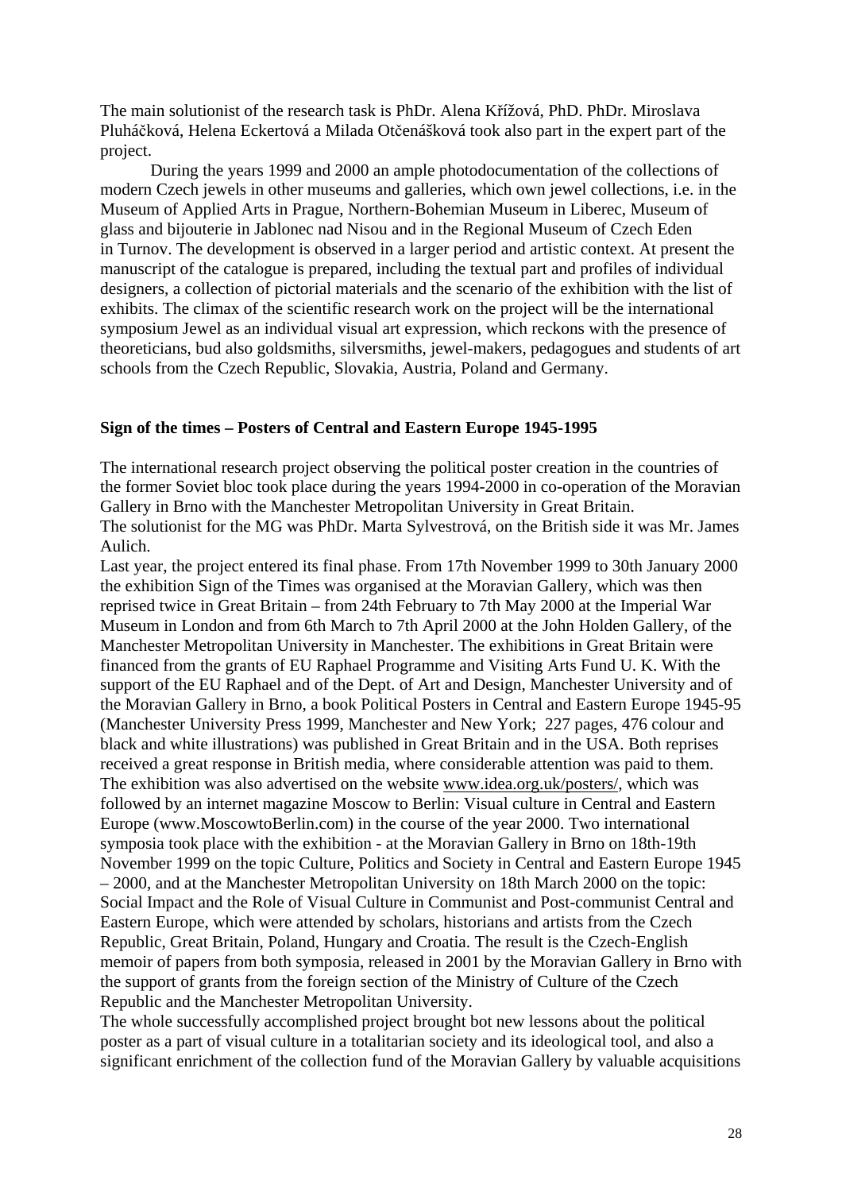The main solutionist of the research task is PhDr. Alena Křížová, PhD. PhDr. Miroslava Pluháčková, Helena Eckertová a Milada Otčenášková took also part in the expert part of the project.

During the years 1999 and 2000 an ample photodocumentation of the collections of modern Czech jewels in other museums and galleries, which own jewel collections, i.e. in the Museum of Applied Arts in Prague, Northern-Bohemian Museum in Liberec, Museum of glass and bijouterie in Jablonec nad Nisou and in the Regional Museum of Czech Eden in Turnov. The development is observed in a larger period and artistic context. At present the manuscript of the catalogue is prepared, including the textual part and profiles of individual designers, a collection of pictorial materials and the scenario of the exhibition with the list of exhibits. The climax of the scientific research work on the project will be the international symposium Jewel as an individual visual art expression, which reckons with the presence of theoreticians, bud also goldsmiths, silversmiths, jewel-makers, pedagogues and students of art schools from the Czech Republic, Slovakia, Austria, Poland and Germany.

**Sign of the times – Posters of Central and Eastern Europe 1945-1995**

The international research project observing the political poster creation in the countries of the former Soviet bloc took place during the years 1994-2000 in co-operation of the Moravian Gallery in Brno with the Manchester Metropolitan University in Great Britain.
The solutionist for the MG was PhDr. Marta Sylvestrová, on the British side it was Mr. James Aulich.
Last year, the project entered its final phase. From 17th November 1999 to 30th January 2000 the exhibition Sign of the Times was organised at the Moravian Gallery, which was then reprised twice in Great Britain – from 24th February to 7th May 2000 at the Imperial War Museum in London and from 6th March to 7th April 2000 at the John Holden Gallery, of the Manchester Metropolitan University in Manchester. The exhibitions in Great Britain were financed from the grants of EU Raphael Programme and Visiting Arts Fund U. K. With the support of the EU Raphael and of the Dept. of Art and Design, Manchester University and of the Moravian Gallery in Brno, a book Political Posters in Central and Eastern Europe 1945-95 (Manchester University Press 1999, Manchester and New York;  227 pages, 476 colour and black and white illustrations) was published in Great Britain and in the USA. Both reprises received a great response in British media, where considerable attention was paid to them. The exhibition was also advertised on the website www.idea.org.uk/posters/, which was followed by an internet magazine Moscow to Berlin: Visual culture in Central and Eastern Europe (www.MoscowtoBerlin.com) in the course of the year 2000. Two international symposia took place with the exhibition - at the Moravian Gallery in Brno on 18th-19th November 1999 on the topic Culture, Politics and Society in Central and Eastern Europe 1945 – 2000, and at the Manchester Metropolitan University on 18th March 2000 on the topic: Social Impact and the Role of Visual Culture in Communist and Post-communist Central and Eastern Europe, which were attended by scholars, historians and artists from the Czech Republic, Great Britain, Poland, Hungary and Croatia. The result is the Czech-English memoir of papers from both symposia, released in 2001 by the Moravian Gallery in Brno with the support of grants from the foreign section of the Ministry of Culture of the Czech Republic and the Manchester Metropolitan University.
The whole successfully accomplished project brought bot new lessons about the political poster as a part of visual culture in a totalitarian society and its ideological tool, and also a significant enrichment of the collection fund of the Moravian Gallery by valuable acquisitions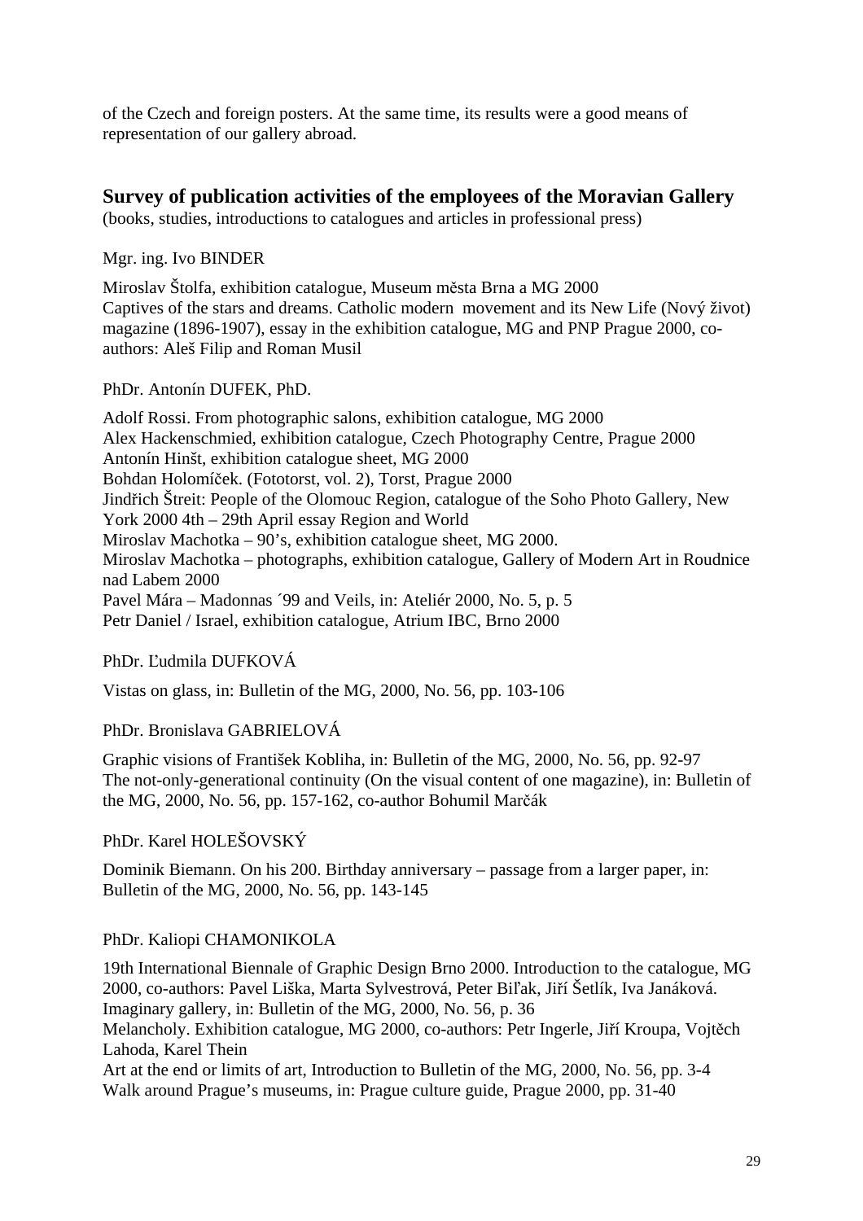of the Czech and foreign posters. At the same time, its results were a good means of representation of our gallery abroad.

## Survey of publication activities of the employees of the Moravian Gallery

(books, studies, introductions to catalogues and articles in professional press)

Mgr. ing. Ivo BINDER

Miroslav Štolfa, exhibition catalogue, Museum města Brna a MG 2000
Captives of the stars and dreams. Catholic modern movement and its New Life (Nový život) magazine (1896-1907), essay in the exhibition catalogue, MG and PNP Prague 2000, co-authors: Aleš Filip and Roman Musil

PhDr. Antonín DUFEK, PhD.

Adolf Rossi. From photographic salons, exhibition catalogue, MG 2000
Alex Hackenschmied, exhibition catalogue, Czech Photography Centre, Prague 2000
Antonín Hinšt, exhibition catalogue sheet, MG 2000
Bohdan Holomíček. (Fototorst, vol. 2), Torst, Prague 2000
Jindřich Štreit: People of the Olomouc Region, catalogue of the Soho Photo Gallery, New York 2000 4th – 29th April essay Region and World
Miroslav Machotka – 90's, exhibition catalogue sheet, MG 2000.
Miroslav Machotka – photographs, exhibition catalogue, Gallery of Modern Art in Roudnice nad Labem 2000
Pavel Mára – Madonnas ´99 and Veils, in: Ateliér 2000, No. 5, p. 5
Petr Daniel / Israel, exhibition catalogue, Atrium IBC, Brno 2000

PhDr. Ľudmila DUFKOVÁ

Vistas on glass, in: Bulletin of the MG, 2000, No. 56, pp. 103-106

PhDr. Bronislava GABRIELOVÁ

Graphic visions of František Kobliha, in: Bulletin of the MG, 2000, No. 56, pp. 92-97
The not-only-generational continuity (On the visual content of one magazine), in: Bulletin of the MG, 2000, No. 56, pp. 157-162, co-author Bohumil Marčák

PhDr. Karel HOLEŠOVSKÝ

Dominik Biemann. On his 200. Birthday anniversary – passage from a larger paper, in: Bulletin of the MG, 2000, No. 56, pp. 143-145

PhDr. Kaliopi CHAMONIKOLA

19th International Biennale of Graphic Design Brno 2000. Introduction to the catalogue, MG 2000, co-authors: Pavel Liška, Marta Sylvestrová, Peter Biľak, Jiří Šetlík, Iva Janáková.
Imaginary gallery, in: Bulletin of the MG, 2000, No. 56, p. 36
Melancholy. Exhibition catalogue, MG 2000, co-authors: Petr Ingerle, Jiří Kroupa, Vojtěch Lahoda, Karel Thein
Art at the end or limits of art, Introduction to Bulletin of the MG, 2000, No. 56, pp. 3-4
Walk around Prague's museums, in: Prague culture guide, Prague 2000, pp. 31-40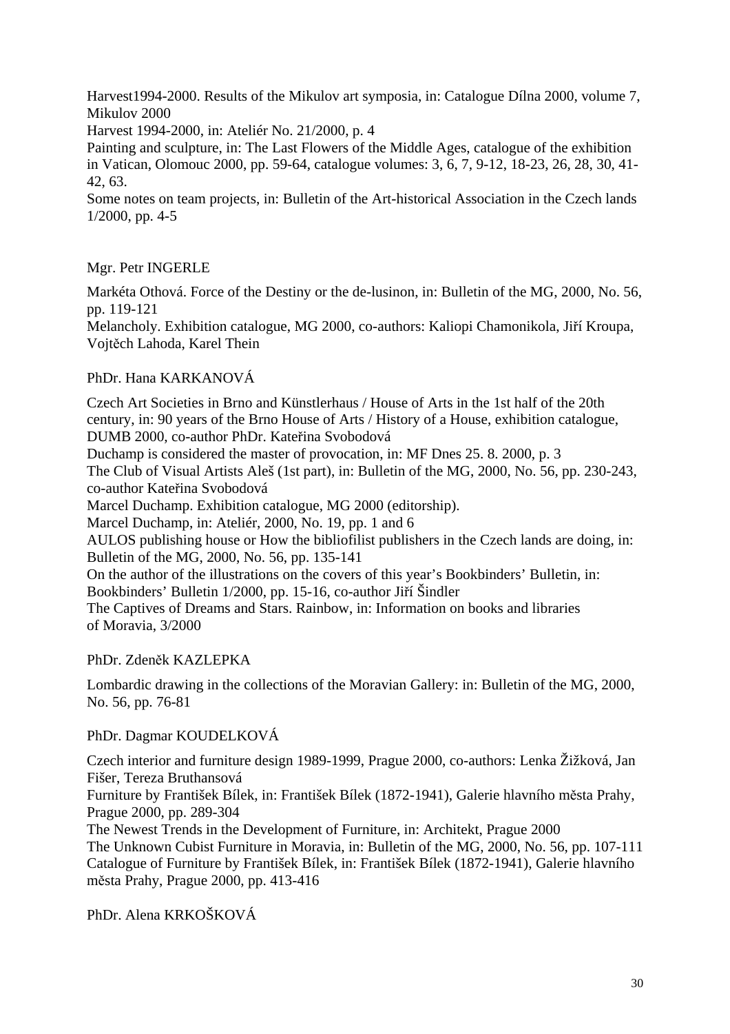Harvest1994-2000. Results of the Mikulov art symposia, in: Catalogue Dílna 2000, volume 7, Mikulov 2000
Harvest 1994-2000, in: Ateliér No. 21/2000, p. 4
Painting and sculpture, in: The Last Flowers of the Middle Ages, catalogue of the exhibition in Vatican, Olomouc 2000, pp. 59-64, catalogue volumes: 3, 6, 7, 9-12, 18-23, 26, 28, 30, 41-42, 63.
Some notes on team projects, in: Bulletin of the Art-historical Association in the Czech lands 1/2000, pp. 4-5

Mgr. Petr INGERLE

Markéta Othová. Force of the Destiny or the de-lusinon, in: Bulletin of the MG, 2000, No. 56, pp. 119-121
Melancholy. Exhibition catalogue, MG 2000, co-authors: Kaliopi Chamonikola, Jiří Kroupa, Vojtěch Lahoda, Karel Thein

PhDr. Hana KARKANOVÁ

Czech Art Societies in Brno and Künstlerhaus / House of Arts in the 1st half of the 20th century, in: 90 years of the Brno House of Arts / History of a House, exhibition catalogue, DUMB 2000, co-author PhDr. Kateřina Svobodová
Duchamp is considered the master of provocation, in: MF Dnes 25. 8. 2000, p. 3
The Club of Visual Artists Aleš (1st part), in: Bulletin of the MG, 2000, No. 56, pp. 230-243, co-author Kateřina Svobodová
Marcel Duchamp. Exhibition catalogue, MG 2000 (editorship).
Marcel Duchamp, in: Ateliér, 2000, No. 19, pp. 1 and 6
AULOS publishing house or How the bibliofilist publishers in the Czech lands are doing, in: Bulletin of the MG, 2000, No. 56, pp. 135-141
On the author of the illustrations on the covers of this year's Bookbinders' Bulletin, in: Bookbinders' Bulletin 1/2000, pp. 15-16, co-author Jiří Šindler
The Captives of Dreams and Stars. Rainbow, in: Information on books and libraries of Moravia, 3/2000

PhDr. Zdeněk KAZLEPKA

Lombardic drawing in the collections of the Moravian Gallery: in: Bulletin of the MG, 2000, No. 56, pp. 76-81

PhDr. Dagmar KOUDELKOVÁ

Czech interior and furniture design 1989-1999, Prague 2000, co-authors: Lenka Žižková, Jan Fišer, Tereza Bruthansová
Furniture by František Bílek, in: František Bílek (1872-1941), Galerie hlavního města Prahy, Prague 2000, pp. 289-304
The Newest Trends in the Development of Furniture, in: Architekt, Prague 2000
The Unknown Cubist Furniture in Moravia, in: Bulletin of the MG, 2000, No. 56, pp. 107-111
Catalogue of Furniture by František Bílek, in: František Bílek (1872-1941), Galerie hlavního města Prahy, Prague 2000, pp. 413-416

PhDr. Alena KRKOŠKOVÁ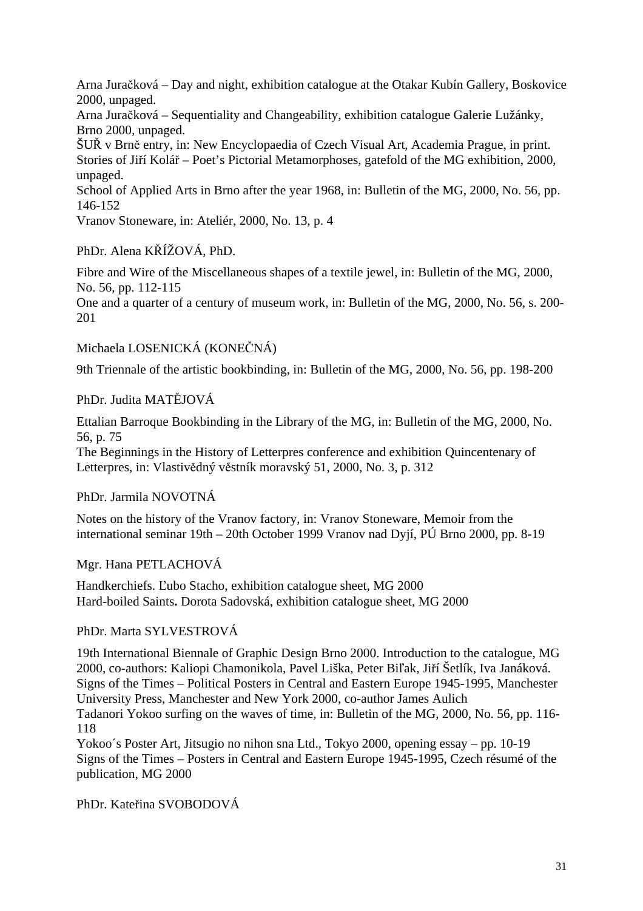Arna Juračková – Day and night, exhibition catalogue at the Otakar Kubín Gallery, Boskovice 2000, unpaged.
Arna Juračková – Sequentiality and Changeability, exhibition catalogue Galerie Lužánky, Brno 2000, unpaged.
ŠUŘ v Brně entry, in: New Encyclopaedia of Czech Visual Art, Academia Prague, in print.
Stories of Jiří Kolář – Poet's Pictorial Metamorphoses, gatefold of the MG exhibition, 2000, unpaged.
School of Applied Arts in Brno after the year 1968, in: Bulletin of the MG, 2000, No. 56, pp. 146-152
Vranov Stoneware, in: Ateliér, 2000, No. 13, p. 4

PhDr. Alena KŘÍŽOVÁ, PhD.

Fibre and Wire of the Miscellaneous shapes of a textile jewel, in: Bulletin of the MG, 2000, No. 56, pp. 112-115
One and a quarter of a century of museum work, in: Bulletin of the MG, 2000, No. 56, s. 200-201

Michaela LOSENICKÁ (KONEČNÁ)

9th Triennale of the artistic bookbinding, in: Bulletin of the MG, 2000, No. 56, pp. 198-200

PhDr. Judita MATĚJOVÁ

Ettalian Barroque Bookbinding in the Library of the MG, in: Bulletin of the MG, 2000, No. 56, p. 75
The Beginnings in the History of Letterpres conference and exhibition Quincentenary of Letterpres, in: Vlastivědný věstník moravský 51, 2000, No. 3, p. 312

PhDr. Jarmila NOVOTNÁ

Notes on the history of the Vranov factory, in: Vranov Stoneware, Memoir from the international seminar 19th – 20th October 1999 Vranov nad Dyjí, PÚ Brno 2000, pp. 8-19

Mgr. Hana PETLACHOVÁ

Handkerchiefs. Ľubo Stacho, exhibition catalogue sheet, MG 2000
Hard-boiled Saints**.** Dorota Sadovská, exhibition catalogue sheet, MG 2000

PhDr. Marta SYLVESTROVÁ

19th International Biennale of Graphic Design Brno 2000. Introduction to the catalogue, MG 2000, co-authors: Kaliopi Chamonikola, Pavel Liška, Peter Biľak, Jiří Šetlík, Iva Janáková.
Signs of the Times – Political Posters in Central and Eastern Europe 1945-1995, Manchester University Press, Manchester and New York 2000, co-author James Aulich
Tadanori Yokoo surfing on the waves of time, in: Bulletin of the MG, 2000, No. 56, pp. 116-118
Yokoo´s Poster Art, Jitsugio no nihon sna Ltd., Tokyo 2000, opening essay – pp. 10-19
Signs of the Times – Posters in Central and Eastern Europe 1945-1995, Czech résumé of the publication, MG 2000

PhDr. Kateřina SVOBODOVÁ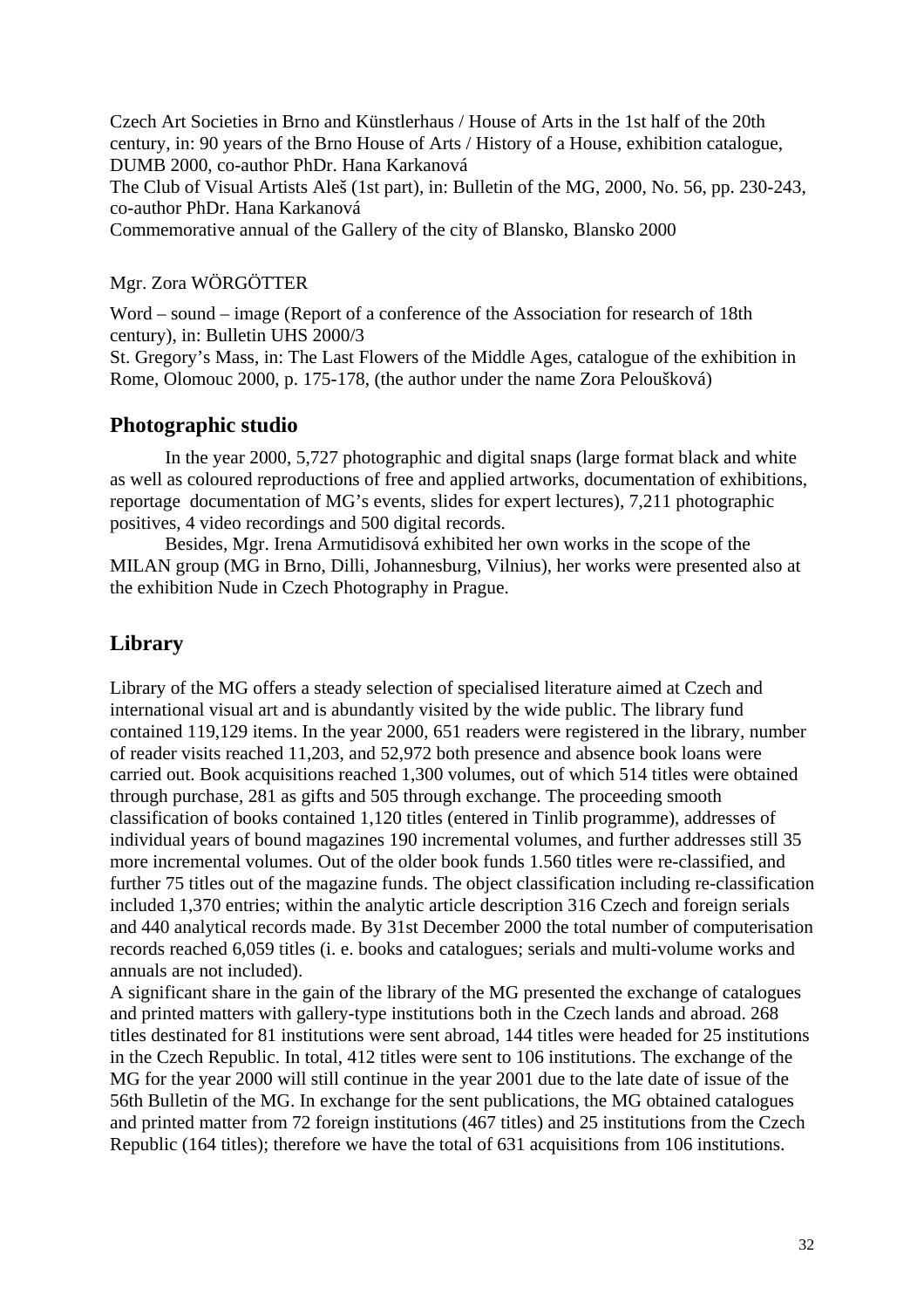Czech Art Societies in Brno and Künstlerhaus / House of Arts in the 1st half of the 20th century, in: 90 years of the Brno House of Arts / History of a House, exhibition catalogue, DUMB 2000, co-author PhDr. Hana Karkanová

The Club of Visual Artists Aleš (1st part), in: Bulletin of the MG, 2000, No. 56, pp. 230-243, co-author PhDr. Hana Karkanová

Commemorative annual of the Gallery of the city of Blansko, Blansko 2000

Mgr. Zora WÖRGÖTTER

Word – sound – image (Report of a conference of the Association for research of 18th century), in: Bulletin UHS 2000/3

St. Gregory's Mass, in: The Last Flowers of the Middle Ages, catalogue of the exhibition in Rome, Olomouc 2000, p. 175-178, (the author under the name Zora Peloušková)

### Photographic studio

In the year 2000, 5,727 photographic and digital snaps (large format black and white as well as coloured reproductions of free and applied artworks, documentation of exhibitions, reportage documentation of MG's events, slides for expert lectures), 7,211 photographic positives, 4 video recordings and 500 digital records.

Besides, Mgr. Irena Armutidisová exhibited her own works in the scope of the MILAN group (MG in Brno, Dilli, Johannesburg, Vilnius), her works were presented also at the exhibition Nude in Czech Photography in Prague.

## Library

Library of the MG offers a steady selection of specialised literature aimed at Czech and international visual art and is abundantly visited by the wide public. The library fund contained 119,129 items. In the year 2000, 651 readers were registered in the library, number of reader visits reached 11,203, and 52,972 both presence and absence book loans were carried out. Book acquisitions reached 1,300 volumes, out of which 514 titles were obtained through purchase, 281 as gifts and 505 through exchange. The proceeding smooth classification of books contained 1,120 titles (entered in Tinlib programme), addresses of individual years of bound magazines 190 incremental volumes, and further addresses still 35 more incremental volumes. Out of the older book funds 1.560 titles were re-classified, and further 75 titles out of the magazine funds. The object classification including re-classification included 1,370 entries; within the analytic article description 316 Czech and foreign serials and 440 analytical records made. By 31st December 2000 the total number of computerisation records reached 6,059 titles (i. e. books and catalogues; serials and multi-volume works and annuals are not included).

A significant share in the gain of the library of the MG presented the exchange of catalogues and printed matters with gallery-type institutions both in the Czech lands and abroad. 268 titles destinated for 81 institutions were sent abroad, 144 titles were headed for 25 institutions in the Czech Republic. In total, 412 titles were sent to 106 institutions. The exchange of the MG for the year 2000 will still continue in the year 2001 due to the late date of issue of the 56th Bulletin of the MG. In exchange for the sent publications, the MG obtained catalogues and printed matter from 72 foreign institutions (467 titles) and 25 institutions from the Czech Republic (164 titles); therefore we have the total of 631 acquisitions from 106 institutions.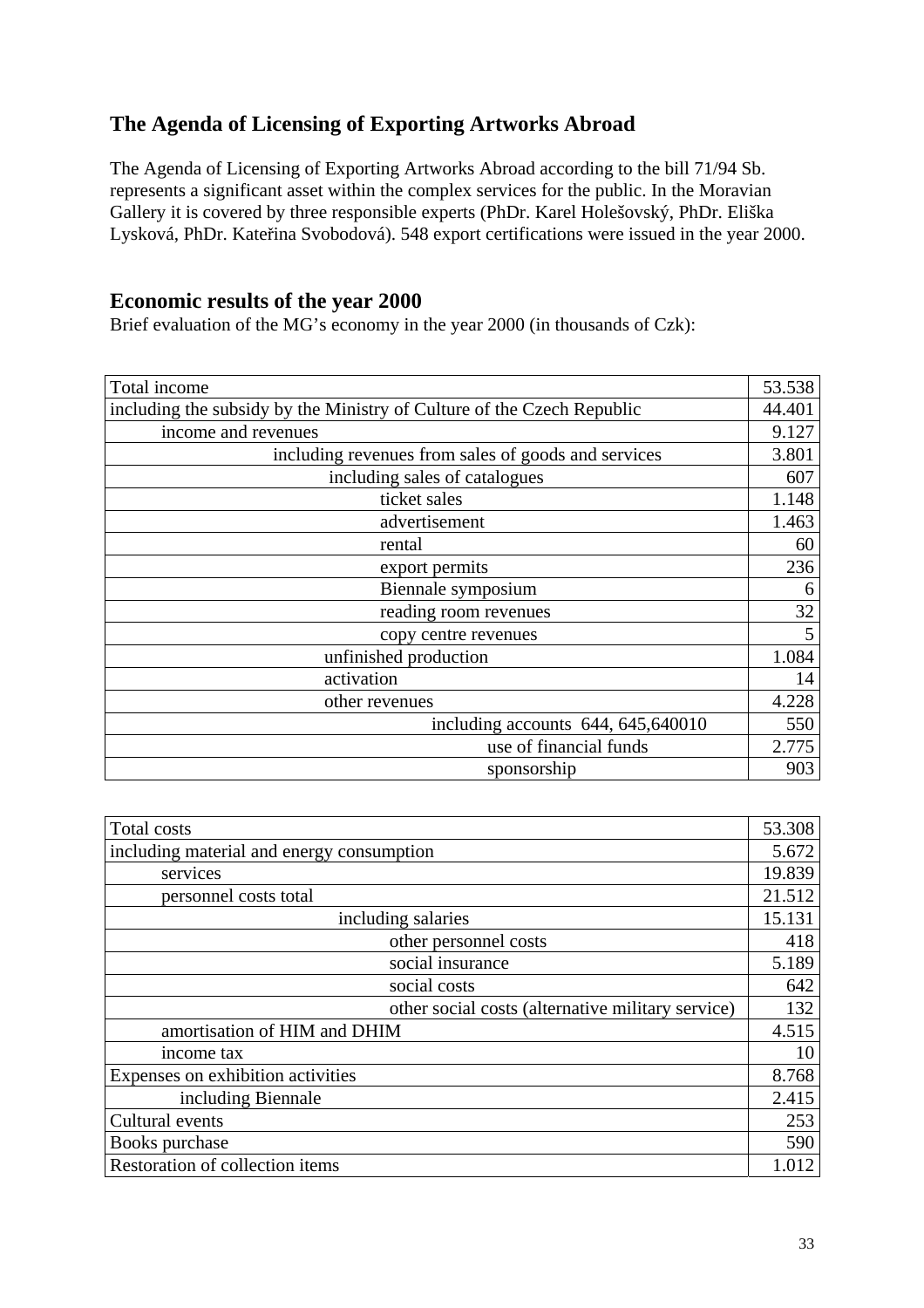## The Agenda of Licensing of Exporting Artworks Abroad

The Agenda of Licensing of Exporting Artworks Abroad according to the bill 71/94 Sb. represents a significant asset within the complex services for the public. In the Moravian Gallery it is covered by three responsible experts (PhDr. Karel Holešovský, PhDr. Eliška Lysková, PhDr. Kateřina Svobodová). 548 export certifications were issued in the year 2000.

## Economic results of the year 2000

Brief evaluation of the MG's economy in the year 2000 (in thousands of Czk):

| Total income | 53.538 |
|---|---|
| including the subsidy by the Ministry of Culture of the Czech Republic | 44.401 |
| income and revenues | 9.127 |
| including revenues from sales of goods and services | 3.801 |
| including sales of catalogues | 607 |
| ticket sales | 1.148 |
| advertisement | 1.463 |
| rental | 60 |
| export permits | 236 |
| Biennale symposium | 6 |
| reading room revenues | 32 |
| copy centre revenues | 5 |
| unfinished production | 1.084 |
| activation | 14 |
| other revenues | 4.228 |
| including accounts 644, 645,640010 | 550 |
| use of financial funds | 2.775 |
| sponsorship | 903 |

| Total costs | 53.308 |
|---|---|
| including material and energy consumption | 5.672 |
| services | 19.839 |
| personnel costs total | 21.512 |
| including salaries | 15.131 |
| other personnel costs | 418 |
| social insurance | 5.189 |
| social costs | 642 |
| other social costs (alternative military service) | 132 |
| amortisation of HIM and DHIM | 4.515 |
| income tax | 10 |
| Expenses on exhibition activities | 8.768 |
| including Biennale | 2.415 |
| Cultural events | 253 |
| Books purchase | 590 |
| Restoration of collection items | 1.012 |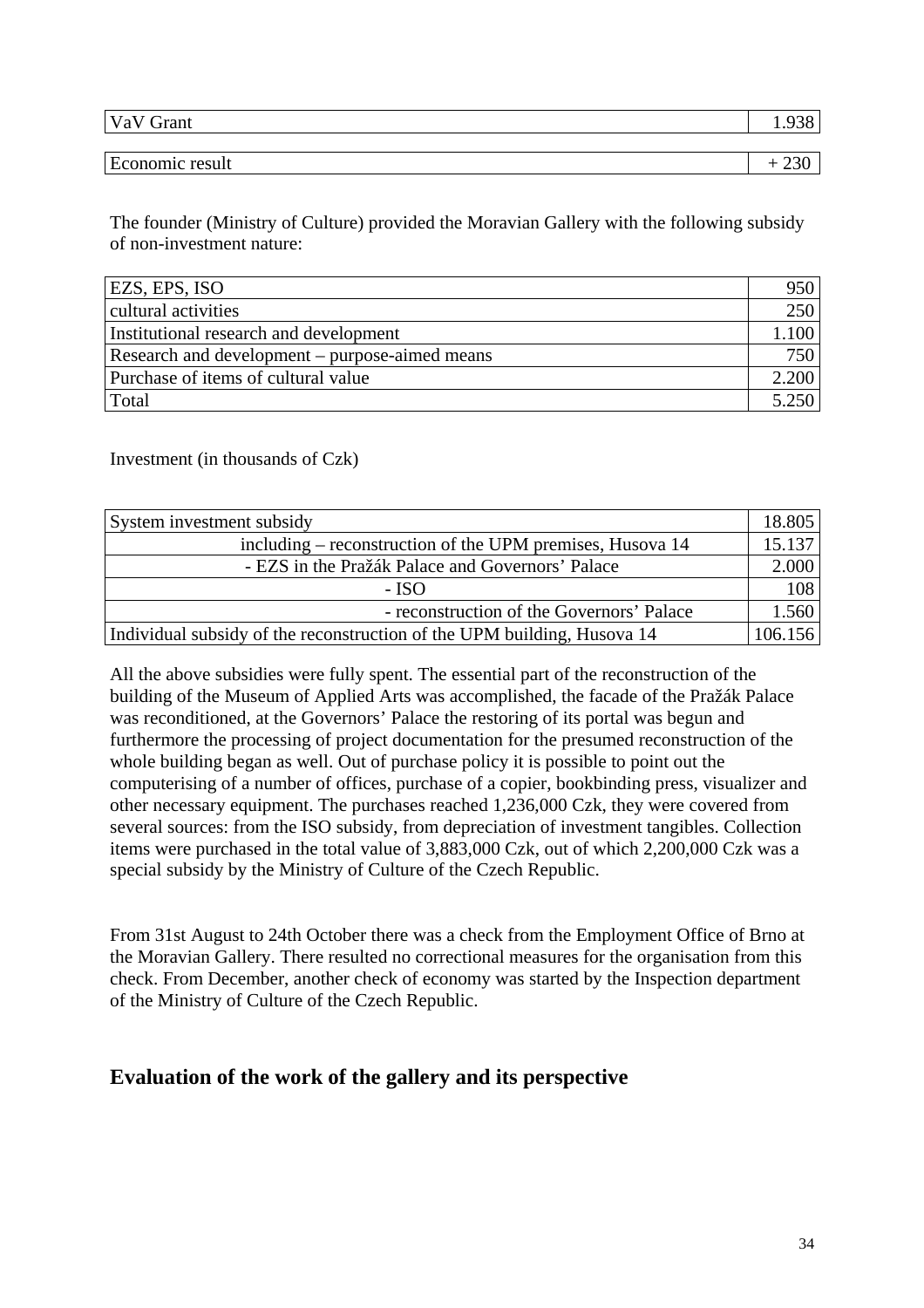| | |
|---|---|
| VaV Grant | 1.938 |

| | |
|---|---|
| Economic result | + 230 |

The founder (Ministry of Culture) provided the Moravian Gallery with the following subsidy of non-investment nature:

| | |
|---|---|
| EZS, EPS, ISO | 950 |
| cultural activities | 250 |
| Institutional research and development | 1.100 |
| Research and development – purpose-aimed means | 750 |
| Purchase of items of cultural value | 2.200 |
| Total | 5.250 |

Investment (in thousands of Czk)

| | |
|---|---|
| System investment subsidy | 18.805 |
| including – reconstruction of the UPM premises, Husova 14 | 15.137 |
| - EZS in the Pražák Palace and Governors' Palace | 2.000 |
| - ISO | 108 |
| - reconstruction of the Governors' Palace | 1.560 |
| Individual subsidy of the reconstruction of the UPM building, Husova 14 | 106.156 |

All the above subsidies were fully spent. The essential part of the reconstruction of the building of the Museum of Applied Arts was accomplished, the facade of the Pražák Palace was reconditioned, at the Governors' Palace the restoring of its portal was begun and furthermore the processing of project documentation for the presumed reconstruction of the whole building began as well. Out of purchase policy it is possible to point out the computerising of a number of offices, purchase of a copier, bookbinding press, visualizer and other necessary equipment. The purchases reached 1,236,000 Czk, they were covered from several sources: from the ISO subsidy, from depreciation of investment tangibles. Collection items were purchased in the total value of 3,883,000 Czk, out of which 2,200,000 Czk was a special subsidy by the Ministry of Culture of the Czech Republic.

From 31st August to 24th October there was a check from the Employment Office of Brno at the Moravian Gallery. There resulted no correctional measures for the organisation from this check. From December, another check of economy was started by the Inspection department of the Ministry of Culture of the Czech Republic.

## Evaluation of the work of the gallery and its perspective